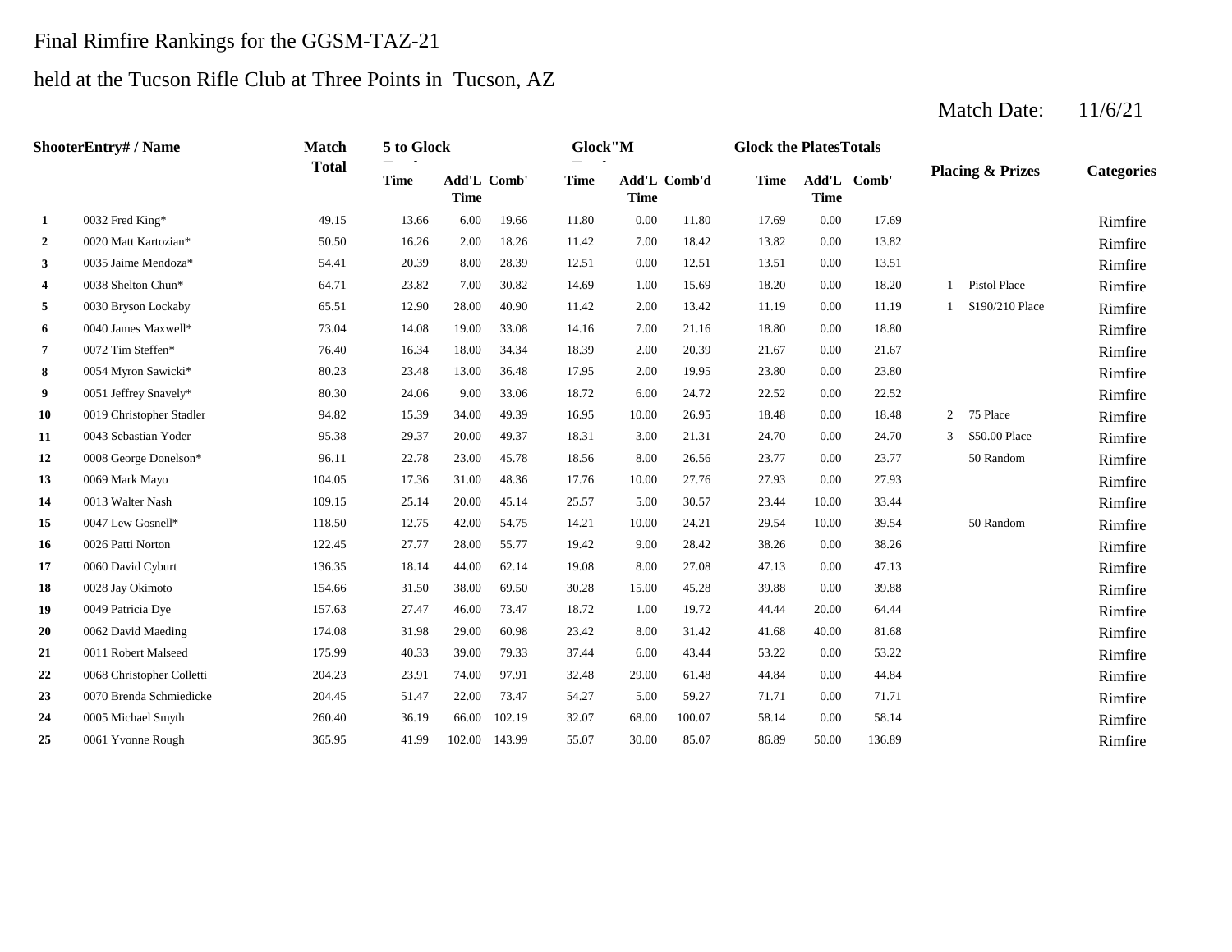Final Rimfire Rankings for the GGSM-TAZ-21

held at the Tucson Rifle Club at Three Points in Tucson, AZ

Match Date: 11/6/21

| Shooter | Entry# / Name | Match Total | 5 to Glock | | | Glock"M | | | Glock the Plates | Totals | | Placing & Prizes | | Categories |
|---|---|---|---|---|---|---|---|---|---|---|---|---|---|---|
| | | | Time | Add'L Time | Comb' | Time | Add'L Time | Comb'd | Time | Add'L Time | Comb' | | | |
| 1 | 0032 Fred King* | 49.15 | 13.66 | 6.00 | 19.66 | 11.80 | 0.00 | 11.80 | 17.69 | 0.00 | 17.69 | | | Rimfire |
| 2 | 0020 Matt Kartozian* | 50.50 | 16.26 | 2.00 | 18.26 | 11.42 | 7.00 | 18.42 | 13.82 | 0.00 | 13.82 | | | Rimfire |
| 3 | 0035 Jaime Mendoza* | 54.41 | 20.39 | 8.00 | 28.39 | 12.51 | 0.00 | 12.51 | 13.51 | 0.00 | 13.51 | | | Rimfire |
| 4 | 0038 Shelton Chun* | 64.71 | 23.82 | 7.00 | 30.82 | 14.69 | 1.00 | 15.69 | 18.20 | 0.00 | 18.20 | 1 | Pistol Place | Rimfire |
| 5 | 0030 Bryson Lockaby | 65.51 | 12.90 | 28.00 | 40.90 | 11.42 | 2.00 | 13.42 | 11.19 | 0.00 | 11.19 | 1 | $190/210 Place | Rimfire |
| 6 | 0040 James Maxwell* | 73.04 | 14.08 | 19.00 | 33.08 | 14.16 | 7.00 | 21.16 | 18.80 | 0.00 | 18.80 | | | Rimfire |
| 7 | 0072 Tim Steffen* | 76.40 | 16.34 | 18.00 | 34.34 | 18.39 | 2.00 | 20.39 | 21.67 | 0.00 | 21.67 | | | Rimfire |
| 8 | 0054 Myron Sawicki* | 80.23 | 23.48 | 13.00 | 36.48 | 17.95 | 2.00 | 19.95 | 23.80 | 0.00 | 23.80 | | | Rimfire |
| 9 | 0051 Jeffrey Snavely* | 80.30 | 24.06 | 9.00 | 33.06 | 18.72 | 6.00 | 24.72 | 22.52 | 0.00 | 22.52 | | | Rimfire |
| 10 | 0019 Christopher Stadler | 94.82 | 15.39 | 34.00 | 49.39 | 16.95 | 10.00 | 26.95 | 18.48 | 0.00 | 18.48 | 2 | 75 Place | Rimfire |
| 11 | 0043 Sebastian Yoder | 95.38 | 29.37 | 20.00 | 49.37 | 18.31 | 3.00 | 21.31 | 24.70 | 0.00 | 24.70 | 3 | $50.00 Place | Rimfire |
| 12 | 0008 George Donelson* | 96.11 | 22.78 | 23.00 | 45.78 | 18.56 | 8.00 | 26.56 | 23.77 | 0.00 | 23.77 | | 50 Random | Rimfire |
| 13 | 0069 Mark Mayo | 104.05 | 17.36 | 31.00 | 48.36 | 17.76 | 10.00 | 27.76 | 27.93 | 0.00 | 27.93 | | | Rimfire |
| 14 | 0013 Walter Nash | 109.15 | 25.14 | 20.00 | 45.14 | 25.57 | 5.00 | 30.57 | 23.44 | 10.00 | 33.44 | | | Rimfire |
| 15 | 0047 Lew Gosnell* | 118.50 | 12.75 | 42.00 | 54.75 | 14.21 | 10.00 | 24.21 | 29.54 | 10.00 | 39.54 | | 50 Random | Rimfire |
| 16 | 0026 Patti Norton | 122.45 | 27.77 | 28.00 | 55.77 | 19.42 | 9.00 | 28.42 | 38.26 | 0.00 | 38.26 | | | Rimfire |
| 17 | 0060 David Cyburt | 136.35 | 18.14 | 44.00 | 62.14 | 19.08 | 8.00 | 27.08 | 47.13 | 0.00 | 47.13 | | | Rimfire |
| 18 | 0028 Jay Okimoto | 154.66 | 31.50 | 38.00 | 69.50 | 30.28 | 15.00 | 45.28 | 39.88 | 0.00 | 39.88 | | | Rimfire |
| 19 | 0049 Patricia Dye | 157.63 | 27.47 | 46.00 | 73.47 | 18.72 | 1.00 | 19.72 | 44.44 | 20.00 | 64.44 | | | Rimfire |
| 20 | 0062 David Maeding | 174.08 | 31.98 | 29.00 | 60.98 | 23.42 | 8.00 | 31.42 | 41.68 | 40.00 | 81.68 | | | Rimfire |
| 21 | 0011 Robert Malseed | 175.99 | 40.33 | 39.00 | 79.33 | 37.44 | 6.00 | 43.44 | 53.22 | 0.00 | 53.22 | | | Rimfire |
| 22 | 0068 Christopher Colletti | 204.23 | 23.91 | 74.00 | 97.91 | 32.48 | 29.00 | 61.48 | 44.84 | 0.00 | 44.84 | | | Rimfire |
| 23 | 0070 Brenda Schmiedicke | 204.45 | 51.47 | 22.00 | 73.47 | 54.27 | 5.00 | 59.27 | 71.71 | 0.00 | 71.71 | | | Rimfire |
| 24 | 0005 Michael Smyth | 260.40 | 36.19 | 66.00 | 102.19 | 32.07 | 68.00 | 100.07 | 58.14 | 0.00 | 58.14 | | | Rimfire |
| 25 | 0061 Yvonne Rough | 365.95 | 41.99 | 102.00 | 143.99 | 55.07 | 30.00 | 85.07 | 86.89 | 50.00 | 136.89 | | | Rimfire |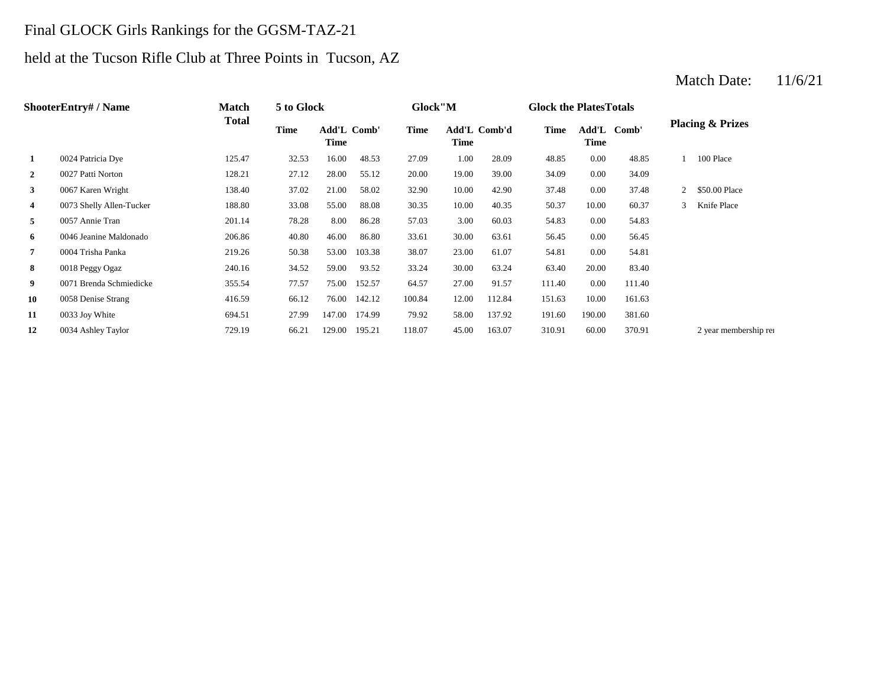Final GLOCK Girls Rankings for the GGSM-TAZ-21

held at the Tucson Rifle Club at Three Points in Tucson, AZ

Match Date: 11/6/21

| Shooter | Entry# / Name | Match Total | 5 to Glock | | | Glock"M | | | Glock the Plates | Totals | | Placing & Prizes | |
|---|---|---|---|---|---|---|---|---|---|---|---|---|---|
| | | | Time | Add'L Time | Comb' | Time | Add'L Time | Comb'd | Time | Add'L Time | Comb' | | |
| 1 | 0024 Patricia Dye | 125.47 | 32.53 | 16.00 | 48.53 | 27.09 | 1.00 | 28.09 | 48.85 | 0.00 | 48.85 | 1 | 100 Place |
| 2 | 0027 Patti Norton | 128.21 | 27.12 | 28.00 | 55.12 | 20.00 | 19.00 | 39.00 | 34.09 | 0.00 | 34.09 | | |
| 3 | 0067 Karen Wright | 138.40 | 37.02 | 21.00 | 58.02 | 32.90 | 10.00 | 42.90 | 37.48 | 0.00 | 37.48 | 2 | $50.00 Place |
| 4 | 0073 Shelly Allen-Tucker | 188.80 | 33.08 | 55.00 | 88.08 | 30.35 | 10.00 | 40.35 | 50.37 | 10.00 | 60.37 | 3 | Knife Place |
| 5 | 0057 Annie Tran | 201.14 | 78.28 | 8.00 | 86.28 | 57.03 | 3.00 | 60.03 | 54.83 | 0.00 | 54.83 | | |
| 6 | 0046 Jeanine Maldonado | 206.86 | 40.80 | 46.00 | 86.80 | 33.61 | 30.00 | 63.61 | 56.45 | 0.00 | 56.45 | | |
| 7 | 0004 Trisha Panka | 219.26 | 50.38 | 53.00 | 103.38 | 38.07 | 23.00 | 61.07 | 54.81 | 0.00 | 54.81 | | |
| 8 | 0018 Peggy Ogaz | 240.16 | 34.52 | 59.00 | 93.52 | 33.24 | 30.00 | 63.24 | 63.40 | 20.00 | 83.40 | | |
| 9 | 0071 Brenda Schmiedicke | 355.54 | 77.57 | 75.00 | 152.57 | 64.57 | 27.00 | 91.57 | 111.40 | 0.00 | 111.40 | | |
| 10 | 0058 Denise Strang | 416.59 | 66.12 | 76.00 | 142.12 | 100.84 | 12.00 | 112.84 | 151.63 | 10.00 | 161.63 | | |
| 11 | 0033 Joy White | 694.51 | 27.99 | 147.00 | 174.99 | 79.92 | 58.00 | 137.92 | 191.60 | 190.00 | 381.60 | | |
| 12 | 0034 Ashley Taylor | 729.19 | 66.21 | 129.00 | 195.21 | 118.07 | 45.00 | 163.07 | 310.91 | 60.00 | 370.91 | | 2 year membership re |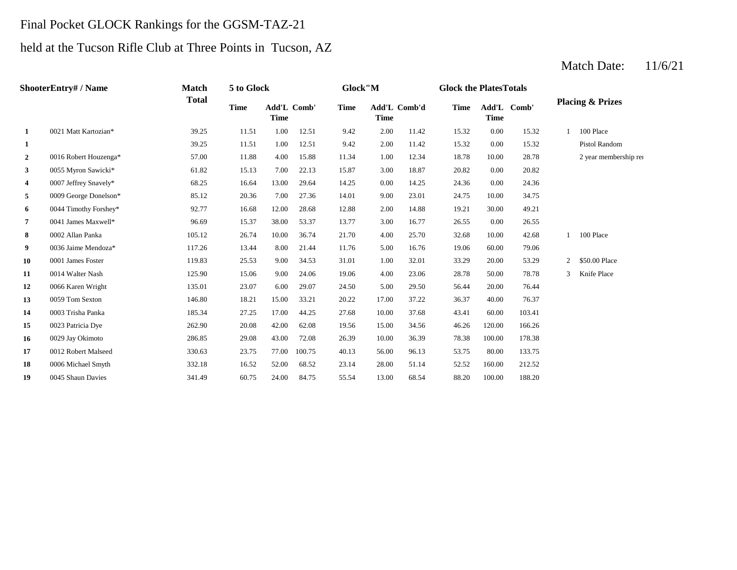Final Pocket GLOCK Rankings for the GGSM-TAZ-21

held at the Tucson Rifle Club at Three Points in Tucson, AZ

Match Date: 11/6/21

| Shooter | Entry# / Name | Match Total | 5 to Glock | | | Glock"M | | | Glock the Plates | | | Placing & Prizes | |
|---|---|---|---|---|---|---|---|---|---|---|---|---|---|
| | | | Time | Add'L Time | Comb' | Time | Add'L Time | Comb'd | Time | Add'L Time | Comb' | | |
| 1 | 0021 Matt Kartozian* | 39.25 | 11.51 | 1.00 | 12.51 | 9.42 | 2.00 | 11.42 | 15.32 | 0.00 | 15.32 | 1 | 100 Place |
| 1 | | 39.25 | 11.51 | 1.00 | 12.51 | 9.42 | 2.00 | 11.42 | 15.32 | 0.00 | 15.32 | | Pistol Random |
| 2 | 0016 Robert Houzenga* | 57.00 | 11.88 | 4.00 | 15.88 | 11.34 | 1.00 | 12.34 | 18.78 | 10.00 | 28.78 | | 2 year membership rei |
| 3 | 0055 Myron Sawicki* | 61.82 | 15.13 | 7.00 | 22.13 | 15.87 | 3.00 | 18.87 | 20.82 | 0.00 | 20.82 | | |
| 4 | 0007 Jeffrey Snavely* | 68.25 | 16.64 | 13.00 | 29.64 | 14.25 | 0.00 | 14.25 | 24.36 | 0.00 | 24.36 | | |
| 5 | 0009 George Donelson* | 85.12 | 20.36 | 7.00 | 27.36 | 14.01 | 9.00 | 23.01 | 24.75 | 10.00 | 34.75 | | |
| 6 | 0044 Timothy Forshey* | 92.77 | 16.68 | 12.00 | 28.68 | 12.88 | 2.00 | 14.88 | 19.21 | 30.00 | 49.21 | | |
| 7 | 0041 James Maxwell* | 96.69 | 15.37 | 38.00 | 53.37 | 13.77 | 3.00 | 16.77 | 26.55 | 0.00 | 26.55 | | |
| 8 | 0002 Allan Panka | 105.12 | 26.74 | 10.00 | 36.74 | 21.70 | 4.00 | 25.70 | 32.68 | 10.00 | 42.68 | 1 | 100 Place |
| 9 | 0036 Jaime Mendoza* | 117.26 | 13.44 | 8.00 | 21.44 | 11.76 | 5.00 | 16.76 | 19.06 | 60.00 | 79.06 | | |
| 10 | 0001 James Foster | 119.83 | 25.53 | 9.00 | 34.53 | 31.01 | 1.00 | 32.01 | 33.29 | 20.00 | 53.29 | 2 | $50.00 Place |
| 11 | 0014 Walter Nash | 125.90 | 15.06 | 9.00 | 24.06 | 19.06 | 4.00 | 23.06 | 28.78 | 50.00 | 78.78 | 3 | Knife Place |
| 12 | 0066 Karen Wright | 135.01 | 23.07 | 6.00 | 29.07 | 24.50 | 5.00 | 29.50 | 56.44 | 20.00 | 76.44 | | |
| 13 | 0059 Tom Sexton | 146.80 | 18.21 | 15.00 | 33.21 | 20.22 | 17.00 | 37.22 | 36.37 | 40.00 | 76.37 | | |
| 14 | 0003 Trisha Panka | 185.34 | 27.25 | 17.00 | 44.25 | 27.68 | 10.00 | 37.68 | 43.41 | 60.00 | 103.41 | | |
| 15 | 0023 Patricia Dye | 262.90 | 20.08 | 42.00 | 62.08 | 19.56 | 15.00 | 34.56 | 46.26 | 120.00 | 166.26 | | |
| 16 | 0029 Jay Okimoto | 286.85 | 29.08 | 43.00 | 72.08 | 26.39 | 10.00 | 36.39 | 78.38 | 100.00 | 178.38 | | |
| 17 | 0012 Robert Malseed | 330.63 | 23.75 | 77.00 | 100.75 | 40.13 | 56.00 | 96.13 | 53.75 | 80.00 | 133.75 | | |
| 18 | 0006 Michael Smyth | 332.18 | 16.52 | 52.00 | 68.52 | 23.14 | 28.00 | 51.14 | 52.52 | 160.00 | 212.52 | | |
| 19 | 0045 Shaun Davies | 341.49 | 60.75 | 24.00 | 84.75 | 55.54 | 13.00 | 68.54 | 88.20 | 100.00 | 188.20 | | |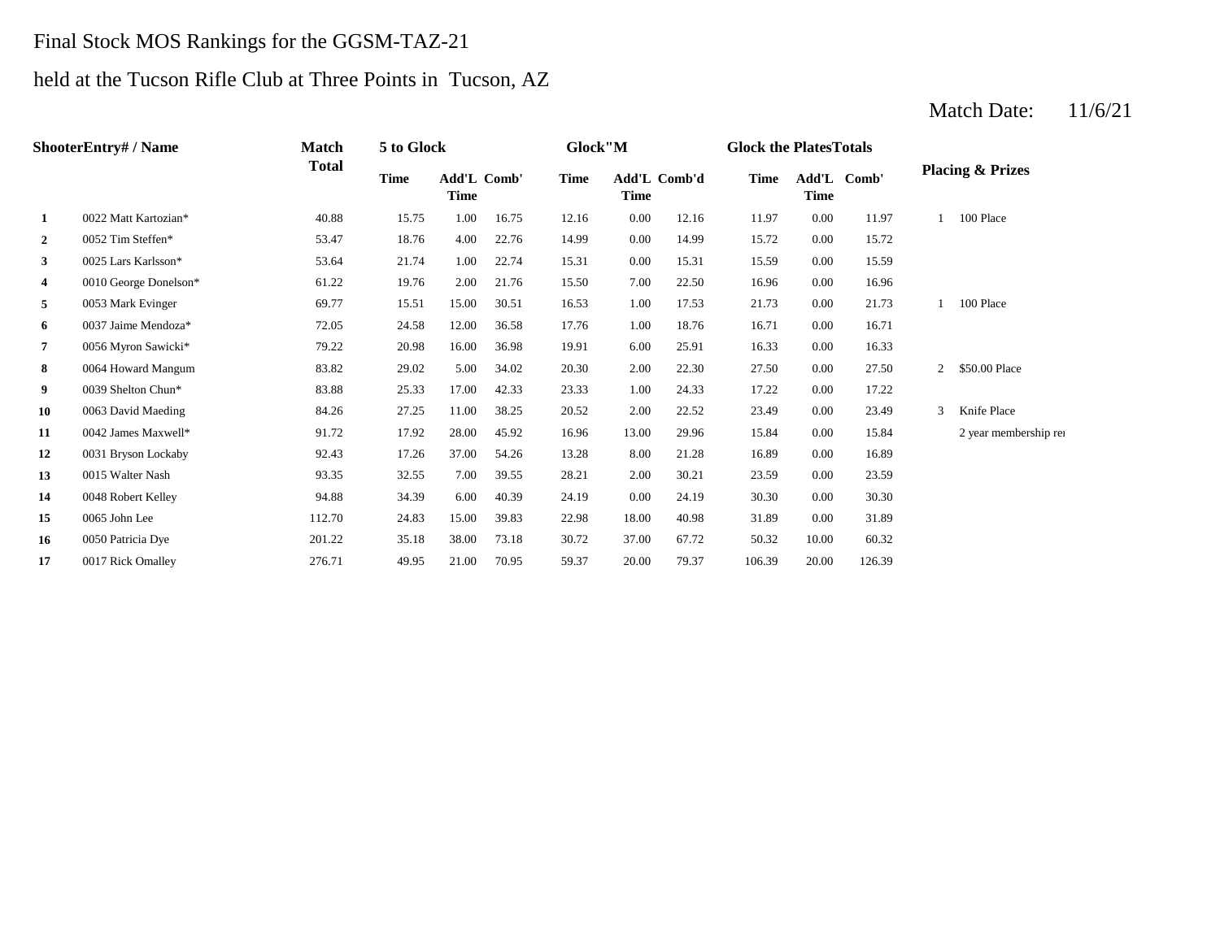Final Stock MOS Rankings for the GGSM-TAZ-21

held at the Tucson Rifle Club at Three Points in Tucson, AZ

Match Date: 11/6/21

| Shooter | Entry# / Name | Match Total | 5 to Glock | | | Glock"M | | | Glock the Plates | | | Totals | Placing & Prizes |
|---|---|---|---|---|---|---|---|---|---|---|---|---|---|
| | | | Time | Add'L Time | Comb' | Time | Add'L Time | Comb'd | Time | Add'L Time | Comb' | | |
| 1 | 0022 Matt Kartozian* | 40.88 | 15.75 | 1.00 | 16.75 | 12.16 | 0.00 | 12.16 | 11.97 | 0.00 | 11.97 | 1 | 100 Place |
| 2 | 0052 Tim Steffen* | 53.47 | 18.76 | 4.00 | 22.76 | 14.99 | 0.00 | 14.99 | 15.72 | 0.00 | 15.72 | | |
| 3 | 0025 Lars Karlsson* | 53.64 | 21.74 | 1.00 | 22.74 | 15.31 | 0.00 | 15.31 | 15.59 | 0.00 | 15.59 | | |
| 4 | 0010 George Donelson* | 61.22 | 19.76 | 2.00 | 21.76 | 15.50 | 7.00 | 22.50 | 16.96 | 0.00 | 16.96 | | |
| 5 | 0053 Mark Evinger | 69.77 | 15.51 | 15.00 | 30.51 | 16.53 | 1.00 | 17.53 | 21.73 | 0.00 | 21.73 | 1 | 100 Place |
| 6 | 0037 Jaime Mendoza* | 72.05 | 24.58 | 12.00 | 36.58 | 17.76 | 1.00 | 18.76 | 16.71 | 0.00 | 16.71 | | |
| 7 | 0056 Myron Sawicki* | 79.22 | 20.98 | 16.00 | 36.98 | 19.91 | 6.00 | 25.91 | 16.33 | 0.00 | 16.33 | | |
| 8 | 0064 Howard Mangum | 83.82 | 29.02 | 5.00 | 34.02 | 20.30 | 2.00 | 22.30 | 27.50 | 0.00 | 27.50 | 2 | $50.00 Place |
| 9 | 0039 Shelton Chun* | 83.88 | 25.33 | 17.00 | 42.33 | 23.33 | 1.00 | 24.33 | 17.22 | 0.00 | 17.22 | | |
| 10 | 0063 David Maeding | 84.26 | 27.25 | 11.00 | 38.25 | 20.52 | 2.00 | 22.52 | 23.49 | 0.00 | 23.49 | 3 | Knife Place |
| 11 | 0042 James Maxwell* | 91.72 | 17.92 | 28.00 | 45.92 | 16.96 | 13.00 | 29.96 | 15.84 | 0.00 | 15.84 | | 2 year membership re |
| 12 | 0031 Bryson Lockaby | 92.43 | 17.26 | 37.00 | 54.26 | 13.28 | 8.00 | 21.28 | 16.89 | 0.00 | 16.89 | | |
| 13 | 0015 Walter Nash | 93.35 | 32.55 | 7.00 | 39.55 | 28.21 | 2.00 | 30.21 | 23.59 | 0.00 | 23.59 | | |
| 14 | 0048 Robert Kelley | 94.88 | 34.39 | 6.00 | 40.39 | 24.19 | 0.00 | 24.19 | 30.30 | 0.00 | 30.30 | | |
| 15 | 0065 John Lee | 112.70 | 24.83 | 15.00 | 39.83 | 22.98 | 18.00 | 40.98 | 31.89 | 0.00 | 31.89 | | |
| 16 | 0050 Patricia Dye | 201.22 | 35.18 | 38.00 | 73.18 | 30.72 | 37.00 | 67.72 | 50.32 | 10.00 | 60.32 | | |
| 17 | 0017 Rick Omalley | 276.71 | 49.95 | 21.00 | 70.95 | 59.37 | 20.00 | 79.37 | 106.39 | 20.00 | 126.39 | | |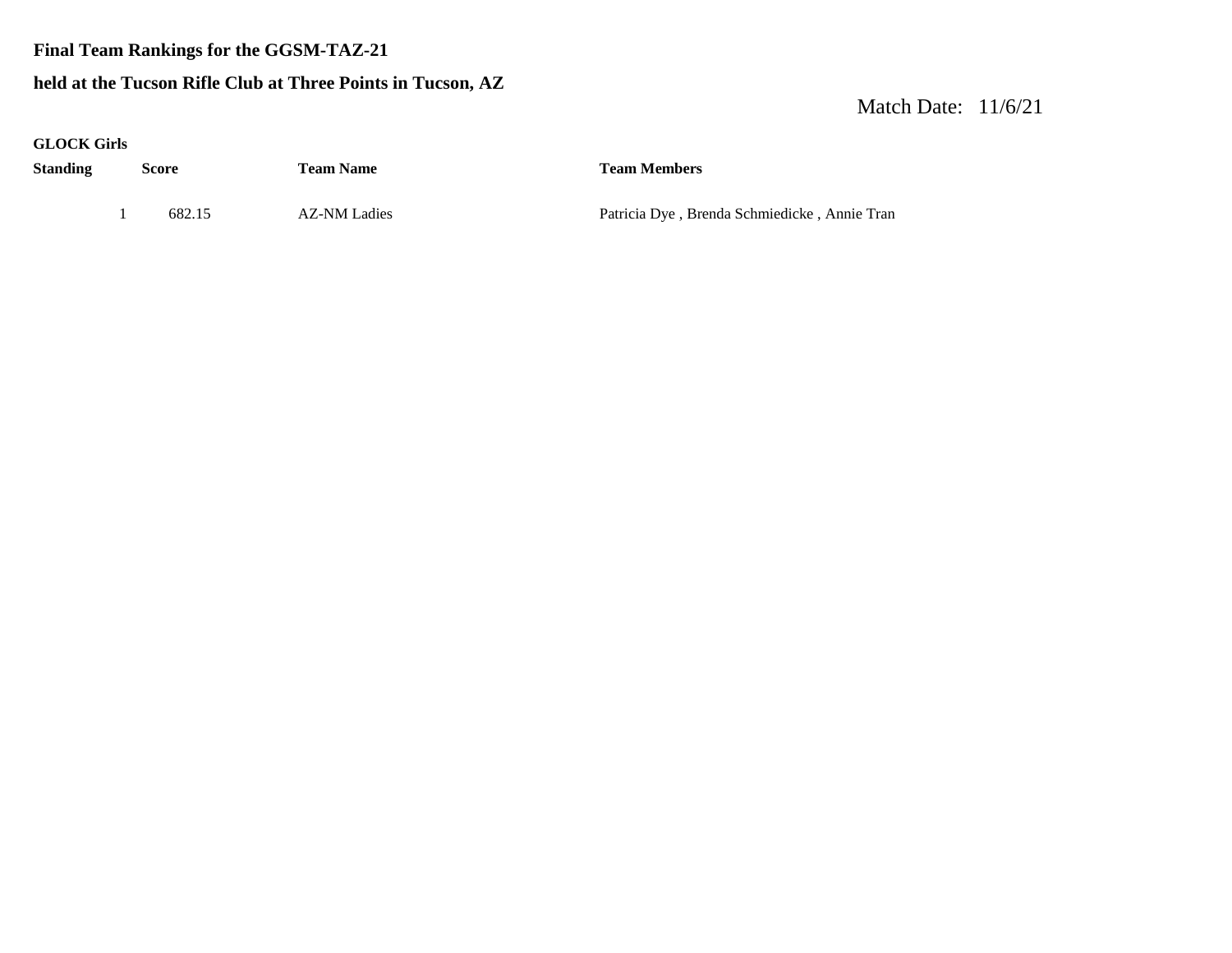**Final Team Rankings for the GGSM-TAZ-21**

**held at the Tucson Rifle Club at Three Points in Tucson, AZ**

Match Date: 11/6/21

**GLOCK Girls**

| Standing | Score | Team Name | Team Members |
|---|---|---|---|
| 1 | 682.15 | AZ-NM Ladies | Patricia Dye , Brenda Schmiedicke , Annie Tran |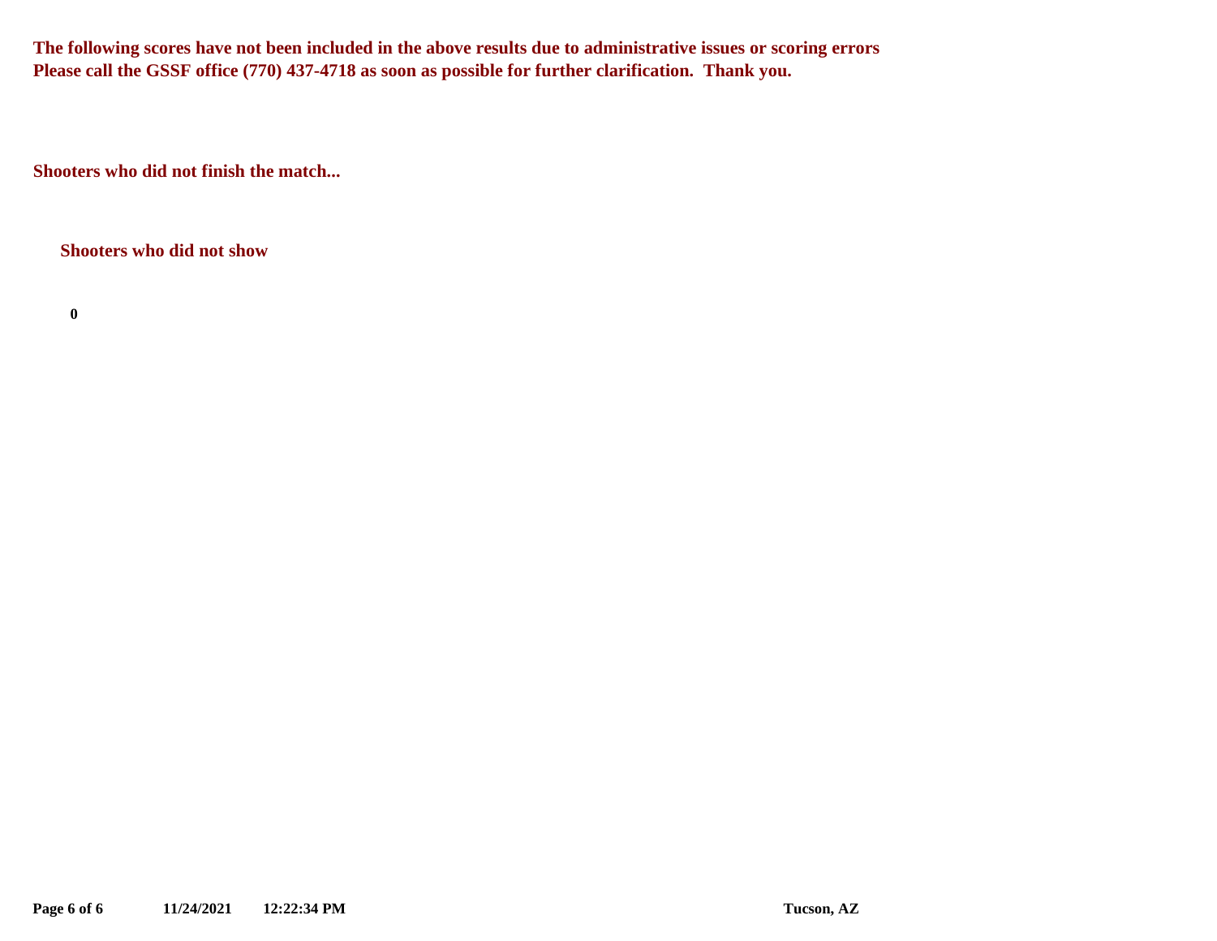**The following scores have not been included in the above results due to administrative issues or scoring errors**
**Please call the GSSF office (770) 437-4718 as soon as possible for further clarification. Thank you.**

**Shooters who did not finish the match...**

**Shooters who did not show**

**0**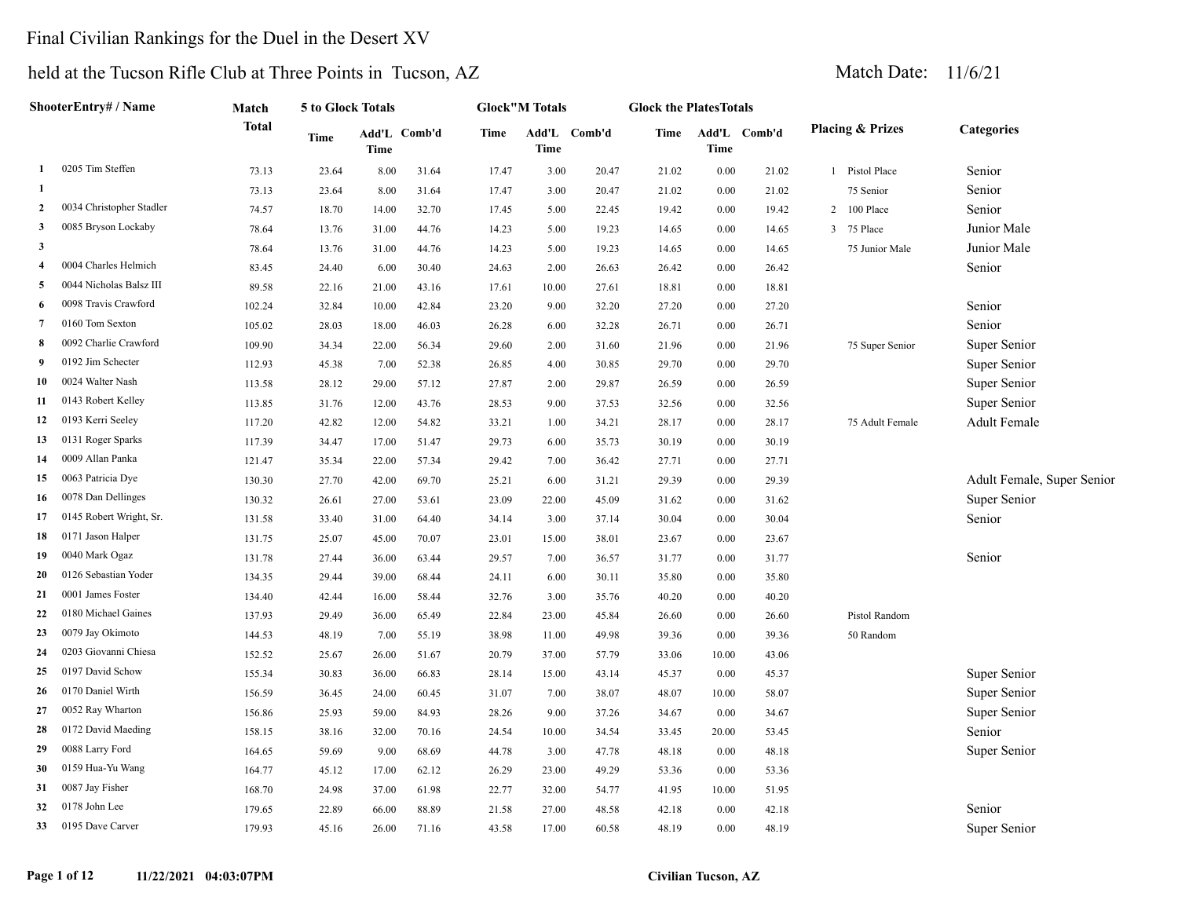# Final Civilian Rankings for the Duel in the Desert XV

## held at the Tucson Rifle Club at Three Points in Tucson, AZ

Match Date: 11/6/21

| | ShooterEntry# / Name | Match Total | 5 to Glock Totals | | | Glock"M Totals | | | Glock the PlatesTotals | | | Placing & Prizes | Categories |
|---|---|---|---|---|---|---|---|---|---|---|---|---|---|
| | | | Time | Add'L Time | Comb'd | Time | Add'L Time | Comb'd | Time | Add'L Time | Comb'd | | |
| 1 | 0205 Tim Steffen | 73.13 | 23.64 | 8.00 | 31.64 | 17.47 | 3.00 | 20.47 | 21.02 | 0.00 | 21.02 | 1 Pistol Place | Senior |
| 1 | | 73.13 | 23.64 | 8.00 | 31.64 | 17.47 | 3.00 | 20.47 | 21.02 | 0.00 | 21.02 | 75 Senior | Senior |
| 2 | 0034 Christopher Stadler | 74.57 | 18.70 | 14.00 | 32.70 | 17.45 | 5.00 | 22.45 | 19.42 | 0.00 | 19.42 | 2 100 Place | Senior |
| 3 | 0085 Bryson Lockaby | 78.64 | 13.76 | 31.00 | 44.76 | 14.23 | 5.00 | 19.23 | 14.65 | 0.00 | 14.65 | 3 75 Place | Junior Male |
| 3 | | 78.64 | 13.76 | 31.00 | 44.76 | 14.23 | 5.00 | 19.23 | 14.65 | 0.00 | 14.65 | 75 Junior Male | Junior Male |
| 4 | 0004 Charles Helmich | 83.45 | 24.40 | 6.00 | 30.40 | 24.63 | 2.00 | 26.63 | 26.42 | 0.00 | 26.42 | | Senior |
| 5 | 0044 Nicholas Balsz III | 89.58 | 22.16 | 21.00 | 43.16 | 17.61 | 10.00 | 27.61 | 18.81 | 0.00 | 18.81 | | |
| 6 | 0098 Travis Crawford | 102.24 | 32.84 | 10.00 | 42.84 | 23.20 | 9.00 | 32.20 | 27.20 | 0.00 | 27.20 | | Senior |
| 7 | 0160 Tom Sexton | 105.02 | 28.03 | 18.00 | 46.03 | 26.28 | 6.00 | 32.28 | 26.71 | 0.00 | 26.71 | | Senior |
| 8 | 0092 Charlie Crawford | 109.90 | 34.34 | 22.00 | 56.34 | 29.60 | 2.00 | 31.60 | 21.96 | 0.00 | 21.96 | 75 Super Senior | Super Senior |
| 9 | 0192 Jim Schecter | 112.93 | 45.38 | 7.00 | 52.38 | 26.85 | 4.00 | 30.85 | 29.70 | 0.00 | 29.70 | | Super Senior |
| 10 | 0024 Walter Nash | 113.58 | 28.12 | 29.00 | 57.12 | 27.87 | 2.00 | 29.87 | 26.59 | 0.00 | 26.59 | | Super Senior |
| 11 | 0143 Robert Kelley | 113.85 | 31.76 | 12.00 | 43.76 | 28.53 | 9.00 | 37.53 | 32.56 | 0.00 | 32.56 | | Super Senior |
| 12 | 0193 Kerri Seeley | 117.20 | 42.82 | 12.00 | 54.82 | 33.21 | 1.00 | 34.21 | 28.17 | 0.00 | 28.17 | 75 Adult Female | Adult Female |
| 13 | 0131 Roger Sparks | 117.39 | 34.47 | 17.00 | 51.47 | 29.73 | 6.00 | 35.73 | 30.19 | 0.00 | 30.19 | | |
| 14 | 0009 Allan Panka | 121.47 | 35.34 | 22.00 | 57.34 | 29.42 | 7.00 | 36.42 | 27.71 | 0.00 | 27.71 | | |
| 15 | 0063 Patricia Dye | 130.30 | 27.70 | 42.00 | 69.70 | 25.21 | 6.00 | 31.21 | 29.39 | 0.00 | 29.39 | | Adult Female, Super Senior |
| 16 | 0078 Dan Dellinges | 130.32 | 26.61 | 27.00 | 53.61 | 23.09 | 22.00 | 45.09 | 31.62 | 0.00 | 31.62 | | Super Senior |
| 17 | 0145 Robert Wright, Sr. | 131.58 | 33.40 | 31.00 | 64.40 | 34.14 | 3.00 | 37.14 | 30.04 | 0.00 | 30.04 | | Senior |
| 18 | 0171 Jason Halper | 131.75 | 25.07 | 45.00 | 70.07 | 23.01 | 15.00 | 38.01 | 23.67 | 0.00 | 23.67 | | |
| 19 | 0040 Mark Ogaz | 131.78 | 27.44 | 36.00 | 63.44 | 29.57 | 7.00 | 36.57 | 31.77 | 0.00 | 31.77 | | Senior |
| 20 | 0126 Sebastian Yoder | 134.35 | 29.44 | 39.00 | 68.44 | 24.11 | 6.00 | 30.11 | 35.80 | 0.00 | 35.80 | | |
| 21 | 0001 James Foster | 134.40 | 42.44 | 16.00 | 58.44 | 32.76 | 3.00 | 35.76 | 40.20 | 0.00 | 40.20 | | |
| 22 | 0180 Michael Gaines | 137.93 | 29.49 | 36.00 | 65.49 | 22.84 | 23.00 | 45.84 | 26.60 | 0.00 | 26.60 | Pistol Random | |
| 23 | 0079 Jay Okimoto | 144.53 | 48.19 | 7.00 | 55.19 | 38.98 | 11.00 | 49.98 | 39.36 | 0.00 | 39.36 | 50 Random | |
| 24 | 0203 Giovanni Chiesa | 152.52 | 25.67 | 26.00 | 51.67 | 20.79 | 37.00 | 57.79 | 33.06 | 10.00 | 43.06 | | |
| 25 | 0197 David Schow | 155.34 | 30.83 | 36.00 | 66.83 | 28.14 | 15.00 | 43.14 | 45.37 | 0.00 | 45.37 | | Super Senior |
| 26 | 0170 Daniel Wirth | 156.59 | 36.45 | 24.00 | 60.45 | 31.07 | 7.00 | 38.07 | 48.07 | 10.00 | 58.07 | | Super Senior |
| 27 | 0052 Ray Wharton | 156.86 | 25.93 | 59.00 | 84.93 | 28.26 | 9.00 | 37.26 | 34.67 | 0.00 | 34.67 | | Super Senior |
| 28 | 0172 David Maeding | 158.15 | 38.16 | 32.00 | 70.16 | 24.54 | 10.00 | 34.54 | 33.45 | 20.00 | 53.45 | | Senior |
| 29 | 0088 Larry Ford | 164.65 | 59.69 | 9.00 | 68.69 | 44.78 | 3.00 | 47.78 | 48.18 | 0.00 | 48.18 | | Super Senior |
| 30 | 0159 Hua-Yu Wang | 164.77 | 45.12 | 17.00 | 62.12 | 26.29 | 23.00 | 49.29 | 53.36 | 0.00 | 53.36 | | |
| 31 | 0087 Jay Fisher | 168.70 | 24.98 | 37.00 | 61.98 | 22.77 | 32.00 | 54.77 | 41.95 | 10.00 | 51.95 | | |
| 32 | 0178 John Lee | 179.65 | 22.89 | 66.00 | 88.89 | 21.58 | 27.00 | 48.58 | 42.18 | 0.00 | 42.18 | | Senior |
| 33 | 0195 Dave Carver | 179.93 | 45.16 | 26.00 | 71.16 | 43.58 | 17.00 | 60.58 | 48.19 | 0.00 | 48.19 | | Super Senior |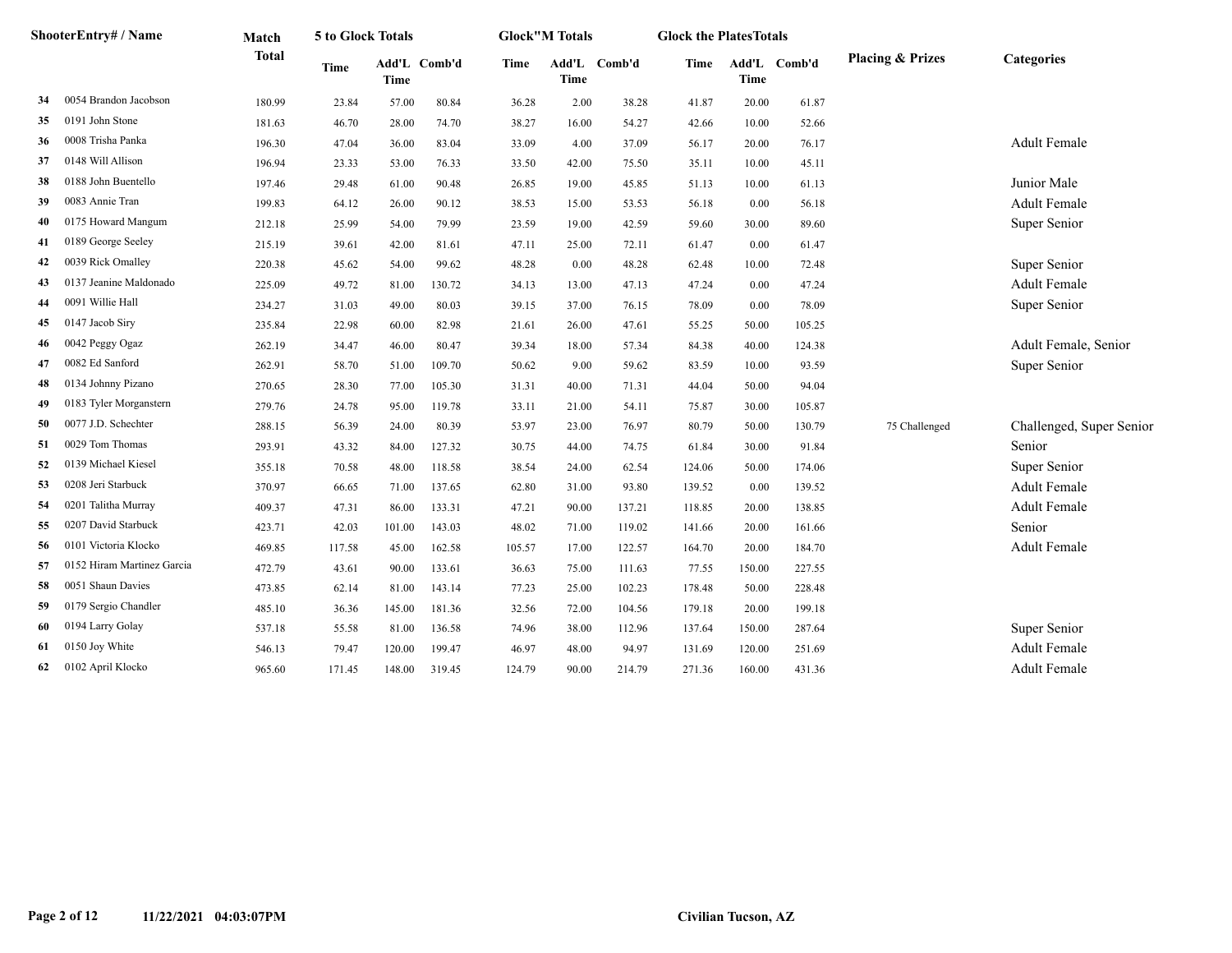| ShooterEntry# / Name | | Match Total | 5 to Glock Totals | | | Glock"M Totals | | | Glock the PlatesTotals | | | Placing & Prizes | Categories |
|---|---|---|---|---|---|---|---|---|---|---|---|---|---|
| | | | Time | Add'L Time | Comb'd | Time | Add'L Time | Comb'd | Time | Add'L Time | Comb'd | | |
| 34 | 0054 Brandon Jacobson | 180.99 | 23.84 | 57.00 | 80.84 | 36.28 | 2.00 | 38.28 | 41.87 | 20.00 | 61.87 | | |
| 35 | 0191 John Stone | 181.63 | 46.70 | 28.00 | 74.70 | 38.27 | 16.00 | 54.27 | 42.66 | 10.00 | 52.66 | | |
| 36 | 0008 Trisha Panka | 196.30 | 47.04 | 36.00 | 83.04 | 33.09 | 4.00 | 37.09 | 56.17 | 20.00 | 76.17 | | Adult Female |
| 37 | 0148 Will Allison | 196.94 | 23.33 | 53.00 | 76.33 | 33.50 | 42.00 | 75.50 | 35.11 | 10.00 | 45.11 | | |
| 38 | 0188 John Buentello | 197.46 | 29.48 | 61.00 | 90.48 | 26.85 | 19.00 | 45.85 | 51.13 | 10.00 | 61.13 | | Junior Male |
| 39 | 0083 Annie Tran | 199.83 | 64.12 | 26.00 | 90.12 | 38.53 | 15.00 | 53.53 | 56.18 | 0.00 | 56.18 | | Adult Female |
| 40 | 0175 Howard Mangum | 212.18 | 25.99 | 54.00 | 79.99 | 23.59 | 19.00 | 42.59 | 59.60 | 30.00 | 89.60 | | Super Senior |
| 41 | 0189 George Seeley | 215.19 | 39.61 | 42.00 | 81.61 | 47.11 | 25.00 | 72.11 | 61.47 | 0.00 | 61.47 | | |
| 42 | 0039 Rick Omalley | 220.38 | 45.62 | 54.00 | 99.62 | 48.28 | 0.00 | 48.28 | 62.48 | 10.00 | 72.48 | | Super Senior |
| 43 | 0137 Jeanine Maldonado | 225.09 | 49.72 | 81.00 | 130.72 | 34.13 | 13.00 | 47.13 | 47.24 | 0.00 | 47.24 | | Adult Female |
| 44 | 0091 Willie Hall | 234.27 | 31.03 | 49.00 | 80.03 | 39.15 | 37.00 | 76.15 | 78.09 | 0.00 | 78.09 | | Super Senior |
| 45 | 0147 Jacob Siry | 235.84 | 22.98 | 60.00 | 82.98 | 21.61 | 26.00 | 47.61 | 55.25 | 50.00 | 105.25 | | |
| 46 | 0042 Peggy Ogaz | 262.19 | 34.47 | 46.00 | 80.47 | 39.34 | 18.00 | 57.34 | 84.38 | 40.00 | 124.38 | | Adult Female, Senior |
| 47 | 0082 Ed Sanford | 262.91 | 58.70 | 51.00 | 109.70 | 50.62 | 9.00 | 59.62 | 83.59 | 10.00 | 93.59 | | Super Senior |
| 48 | 0134 Johnny Pizano | 270.65 | 28.30 | 77.00 | 105.30 | 31.31 | 40.00 | 71.31 | 44.04 | 50.00 | 94.04 | | |
| 49 | 0183 Tyler Morganstern | 279.76 | 24.78 | 95.00 | 119.78 | 33.11 | 21.00 | 54.11 | 75.87 | 30.00 | 105.87 | | |
| 50 | 0077 J.D. Schechter | 288.15 | 56.39 | 24.00 | 80.39 | 53.97 | 23.00 | 76.97 | 80.79 | 50.00 | 130.79 | 75 Challenged | Challenged, Super Senior |
| 51 | 0029 Tom Thomas | 293.91 | 43.32 | 84.00 | 127.32 | 30.75 | 44.00 | 74.75 | 61.84 | 30.00 | 91.84 | | Senior |
| 52 | 0139 Michael Kiesel | 355.18 | 70.58 | 48.00 | 118.58 | 38.54 | 24.00 | 62.54 | 124.06 | 50.00 | 174.06 | | Super Senior |
| 53 | 0208 Jeri Starbuck | 370.97 | 66.65 | 71.00 | 137.65 | 62.80 | 31.00 | 93.80 | 139.52 | 0.00 | 139.52 | | Adult Female |
| 54 | 0201 Talitha Murray | 409.37 | 47.31 | 86.00 | 133.31 | 47.21 | 90.00 | 137.21 | 118.85 | 20.00 | 138.85 | | Adult Female |
| 55 | 0207 David Starbuck | 423.71 | 42.03 | 101.00 | 143.03 | 48.02 | 71.00 | 119.02 | 141.66 | 20.00 | 161.66 | | Senior |
| 56 | 0101 Victoria Klocko | 469.85 | 117.58 | 45.00 | 162.58 | 105.57 | 17.00 | 122.57 | 164.70 | 20.00 | 184.70 | | Adult Female |
| 57 | 0152 Hiram Martinez Garcia | 472.79 | 43.61 | 90.00 | 133.61 | 36.63 | 75.00 | 111.63 | 77.55 | 150.00 | 227.55 | | |
| 58 | 0051 Shaun Davies | 473.85 | 62.14 | 81.00 | 143.14 | 77.23 | 25.00 | 102.23 | 178.48 | 50.00 | 228.48 | | |
| 59 | 0179 Sergio Chandler | 485.10 | 36.36 | 145.00 | 181.36 | 32.56 | 72.00 | 104.56 | 179.18 | 20.00 | 199.18 | | |
| 60 | 0194 Larry Golay | 537.18 | 55.58 | 81.00 | 136.58 | 74.96 | 38.00 | 112.96 | 137.64 | 150.00 | 287.64 | | Super Senior |
| 61 | 0150 Joy White | 546.13 | 79.47 | 120.00 | 199.47 | 46.97 | 48.00 | 94.97 | 131.69 | 120.00 | 251.69 | | Adult Female |
| 62 | 0102 April Klocko | 965.60 | 171.45 | 148.00 | 319.45 | 124.79 | 90.00 | 214.79 | 271.36 | 160.00 | 431.36 | | Adult Female |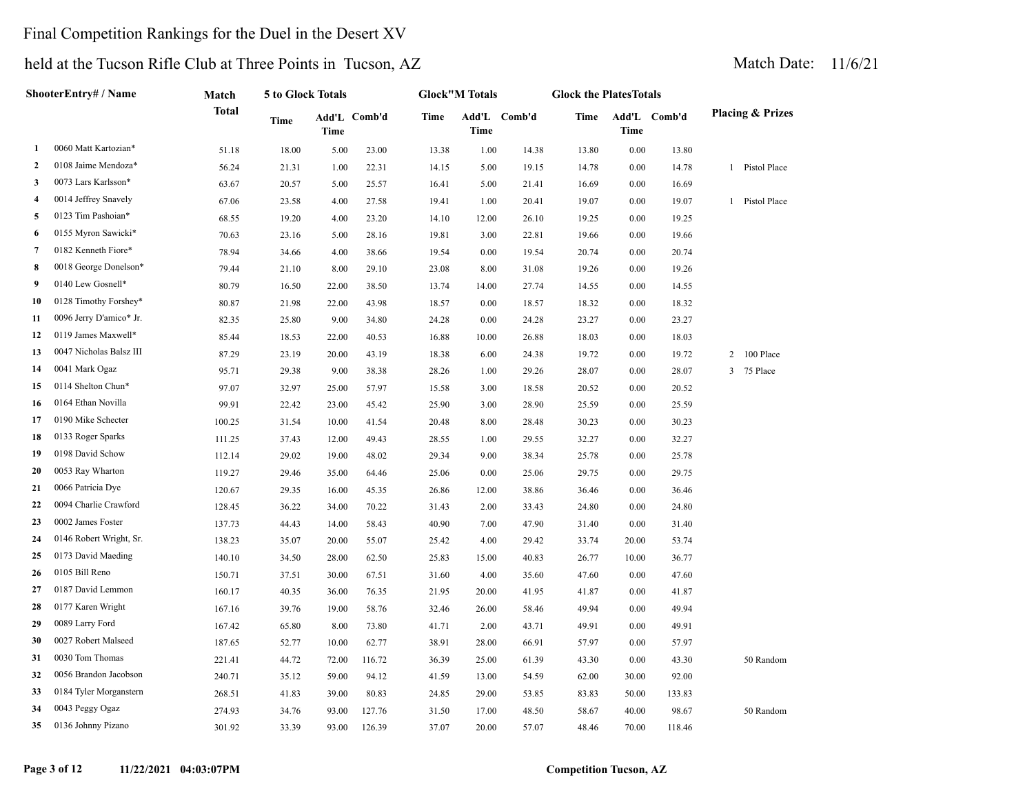Final Competition Rankings for the Duel in the Desert XV

held at the Tucson Rifle Club at Three Points in Tucson, AZ

Match Date: 11/6/21

| | ShooterEntry# / Name | Match Total | 5 to Glock Totals | | | Glock"M Totals | | | Glock the PlatesTotals | | | Placing & Prizes |
|---|---|---|---|---|---|---|---|---|---|---|---|---|
| | | | Time | Add'L Time | Comb'd | Time | Add'L Time | Comb'd | Time | Add'L Time | Comb'd | |
| 1 | 0060 Matt Kartozian* | 51.18 | 18.00 | 5.00 | 23.00 | 13.38 | 1.00 | 14.38 | 13.80 | 0.00 | 13.80 | |
| 2 | 0108 Jaime Mendoza* | 56.24 | 21.31 | 1.00 | 22.31 | 14.15 | 5.00 | 19.15 | 14.78 | 0.00 | 14.78 | 1 Pistol Place |
| 3 | 0073 Lars Karlsson* | 63.67 | 20.57 | 5.00 | 25.57 | 16.41 | 5.00 | 21.41 | 16.69 | 0.00 | 16.69 | |
| 4 | 0014 Jeffrey Snavely | 67.06 | 23.58 | 4.00 | 27.58 | 19.41 | 1.00 | 20.41 | 19.07 | 0.00 | 19.07 | 1 Pistol Place |
| 5 | 0123 Tim Pashoian* | 68.55 | 19.20 | 4.00 | 23.20 | 14.10 | 12.00 | 26.10 | 19.25 | 0.00 | 19.25 | |
| 6 | 0155 Myron Sawicki* | 70.63 | 23.16 | 5.00 | 28.16 | 19.81 | 3.00 | 22.81 | 19.66 | 0.00 | 19.66 | |
| 7 | 0182 Kenneth Fiore* | 78.94 | 34.66 | 4.00 | 38.66 | 19.54 | 0.00 | 19.54 | 20.74 | 0.00 | 20.74 | |
| 8 | 0018 George Donelson* | 79.44 | 21.10 | 8.00 | 29.10 | 23.08 | 8.00 | 31.08 | 19.26 | 0.00 | 19.26 | |
| 9 | 0140 Lew Gosnell* | 80.79 | 16.50 | 22.00 | 38.50 | 13.74 | 14.00 | 27.74 | 14.55 | 0.00 | 14.55 | |
| 10 | 0128 Timothy Forshey* | 80.87 | 21.98 | 22.00 | 43.98 | 18.57 | 0.00 | 18.57 | 18.32 | 0.00 | 18.32 | |
| 11 | 0096 Jerry D'amico* Jr. | 82.35 | 25.80 | 9.00 | 34.80 | 24.28 | 0.00 | 24.28 | 23.27 | 0.00 | 23.27 | |
| 12 | 0119 James Maxwell* | 85.44 | 18.53 | 22.00 | 40.53 | 16.88 | 10.00 | 26.88 | 18.03 | 0.00 | 18.03 | |
| 13 | 0047 Nicholas Balsz III | 87.29 | 23.19 | 20.00 | 43.19 | 18.38 | 6.00 | 24.38 | 19.72 | 0.00 | 19.72 | 2 100 Place |
| 14 | 0041 Mark Ogaz | 95.71 | 29.38 | 9.00 | 38.38 | 28.26 | 1.00 | 29.26 | 28.07 | 0.00 | 28.07 | 3 75 Place |
| 15 | 0114 Shelton Chun* | 97.07 | 32.97 | 25.00 | 57.97 | 15.58 | 3.00 | 18.58 | 20.52 | 0.00 | 20.52 | |
| 16 | 0164 Ethan Novilla | 99.91 | 22.42 | 23.00 | 45.42 | 25.90 | 3.00 | 28.90 | 25.59 | 0.00 | 25.59 | |
| 17 | 0190 Mike Schecter | 100.25 | 31.54 | 10.00 | 41.54 | 20.48 | 8.00 | 28.48 | 30.23 | 0.00 | 30.23 | |
| 18 | 0133 Roger Sparks | 111.25 | 37.43 | 12.00 | 49.43 | 28.55 | 1.00 | 29.55 | 32.27 | 0.00 | 32.27 | |
| 19 | 0198 David Schow | 112.14 | 29.02 | 19.00 | 48.02 | 29.34 | 9.00 | 38.34 | 25.78 | 0.00 | 25.78 | |
| 20 | 0053 Ray Wharton | 119.27 | 29.46 | 35.00 | 64.46 | 25.06 | 0.00 | 25.06 | 29.75 | 0.00 | 29.75 | |
| 21 | 0066 Patricia Dye | 120.67 | 29.35 | 16.00 | 45.35 | 26.86 | 12.00 | 38.86 | 36.46 | 0.00 | 36.46 | |
| 22 | 0094 Charlie Crawford | 128.45 | 36.22 | 34.00 | 70.22 | 31.43 | 2.00 | 33.43 | 24.80 | 0.00 | 24.80 | |
| 23 | 0002 James Foster | 137.73 | 44.43 | 14.00 | 58.43 | 40.90 | 7.00 | 47.90 | 31.40 | 0.00 | 31.40 | |
| 24 | 0146 Robert Wright, Sr. | 138.23 | 35.07 | 20.00 | 55.07 | 25.42 | 4.00 | 29.42 | 33.74 | 20.00 | 53.74 | |
| 25 | 0173 David Maeding | 140.10 | 34.50 | 28.00 | 62.50 | 25.83 | 15.00 | 40.83 | 26.77 | 10.00 | 36.77 | |
| 26 | 0105 Bill Reno | 150.71 | 37.51 | 30.00 | 67.51 | 31.60 | 4.00 | 35.60 | 47.60 | 0.00 | 47.60 | |
| 27 | 0187 David Lemmon | 160.17 | 40.35 | 36.00 | 76.35 | 21.95 | 20.00 | 41.95 | 41.87 | 0.00 | 41.87 | |
| 28 | 0177 Karen Wright | 167.16 | 39.76 | 19.00 | 58.76 | 32.46 | 26.00 | 58.46 | 49.94 | 0.00 | 49.94 | |
| 29 | 0089 Larry Ford | 167.42 | 65.80 | 8.00 | 73.80 | 41.71 | 2.00 | 43.71 | 49.91 | 0.00 | 49.91 | |
| 30 | 0027 Robert Malseed | 187.65 | 52.77 | 10.00 | 62.77 | 38.91 | 28.00 | 66.91 | 57.97 | 0.00 | 57.97 | |
| 31 | 0030 Tom Thomas | 221.41 | 44.72 | 72.00 | 116.72 | 36.39 | 25.00 | 61.39 | 43.30 | 0.00 | 43.30 | 50 Random |
| 32 | 0056 Brandon Jacobson | 240.71 | 35.12 | 59.00 | 94.12 | 41.59 | 13.00 | 54.59 | 62.00 | 30.00 | 92.00 | |
| 33 | 0184 Tyler Morganstern | 268.51 | 41.83 | 39.00 | 80.83 | 24.85 | 29.00 | 53.85 | 83.83 | 50.00 | 133.83 | |
| 34 | 0043 Peggy Ogaz | 274.93 | 34.76 | 93.00 | 127.76 | 31.50 | 17.00 | 48.50 | 58.67 | 40.00 | 98.67 | 50 Random |
| 35 | 0136 Johnny Pizano | 301.92 | 33.39 | 93.00 | 126.39 | 37.07 | 20.00 | 57.07 | 48.46 | 70.00 | 118.46 | |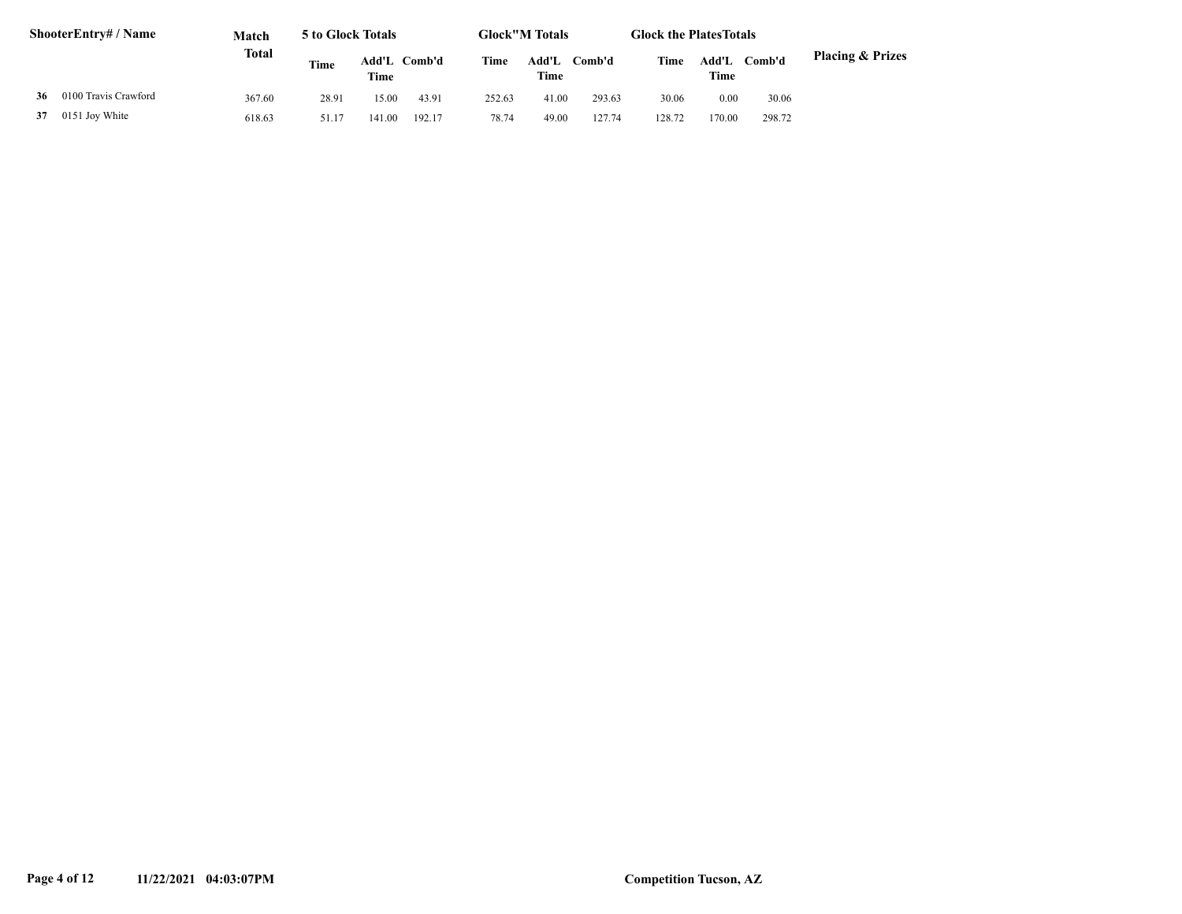| ShooterEntry# / Name | Match Total | 5 to Glock Totals | | | Glock"M Totals | | | Glock the PlatesTotals | | | Placing & Prizes |
|---|---|---|---|---|---|---|---|---|---|---|---|
| | | Time | Add'L Time | Comb'd | Time | Add'L Time | Comb'd | Time | Add'L Time | Comb'd | |
| **36** 0100 Travis Crawford | 367.60 | 28.91 | 15.00 | 43.91 | 252.63 | 41.00 | 293.63 | 30.06 | 0.00 | 30.06 | |
| **37** 0151 Joy White | 618.63 | 51.17 | 141.00 | 192.17 | 78.74 | 49.00 | 127.74 | 128.72 | 170.00 | 298.72 | |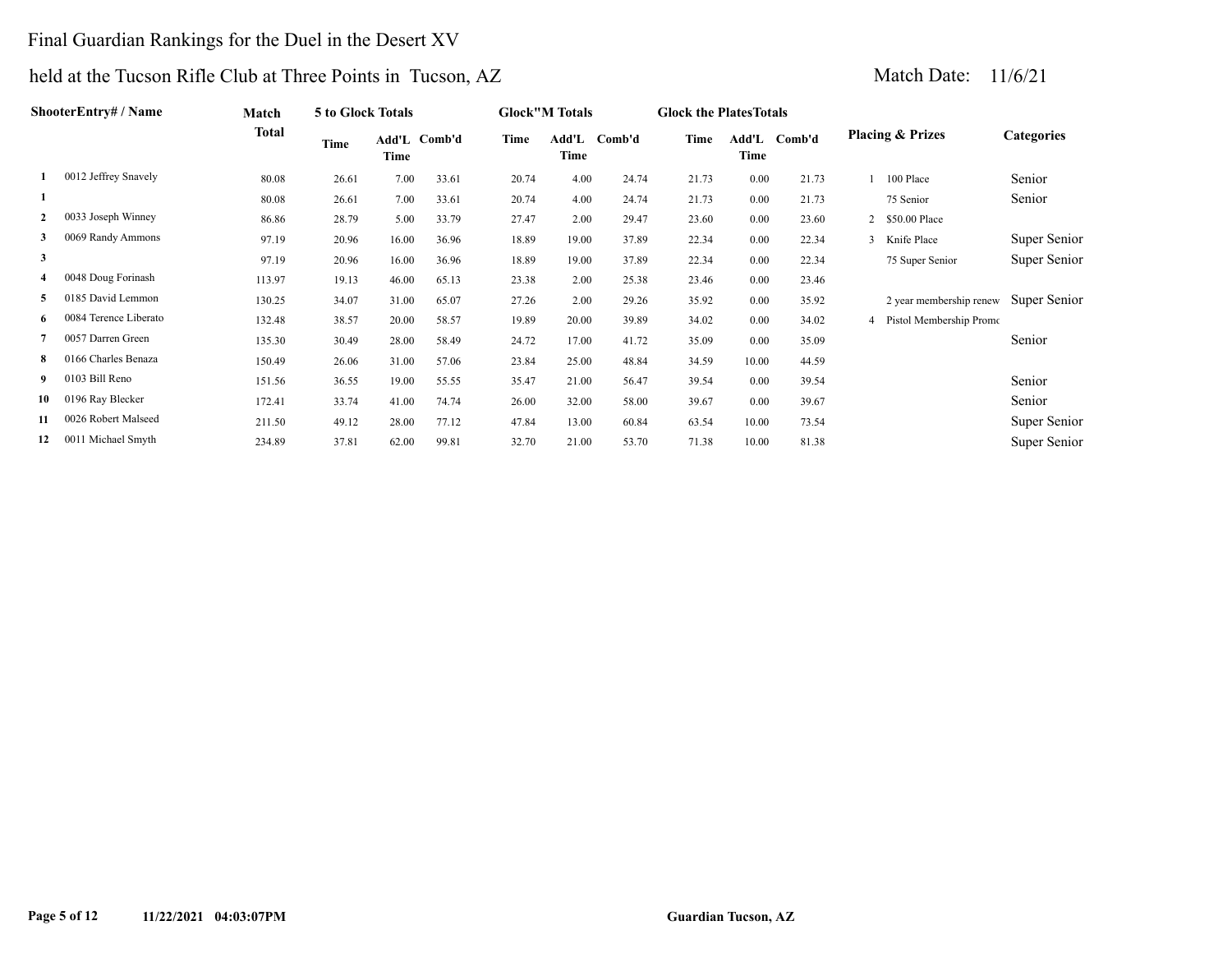Final Guardian Rankings for the Duel in the Desert XV

held at the Tucson Rifle Club at Three Points in Tucson, AZ

Match Date: 11/6/21

| | ShooterEntry# / Name | Match Total | 5 to Glock Totals | | | Glock"M Totals | | | Glock the PlatesTotals | | | Placing & Prizes | | Categories |
|---|---|---|---|---|---|---|---|---|---|---|---|---|---|---|
| | | | Time | Add'L Time | Comb'd | Time | Add'L Time | Comb'd | Time | Add'L Time | Comb'd | | | |
| 1 | 0012 Jeffrey Snavely | 80.08 | 26.61 | 7.00 | 33.61 | 20.74 | 4.00 | 24.74 | 21.73 | 0.00 | 21.73 | 1 | 100 Place | Senior |
| 1 | | 80.08 | 26.61 | 7.00 | 33.61 | 20.74 | 4.00 | 24.74 | 21.73 | 0.00 | 21.73 | | 75 Senior | Senior |
| 2 | 0033 Joseph Winney | 86.86 | 28.79 | 5.00 | 33.79 | 27.47 | 2.00 | 29.47 | 23.60 | 0.00 | 23.60 | 2 | $50.00 Place | |
| 3 | 0069 Randy Ammons | 97.19 | 20.96 | 16.00 | 36.96 | 18.89 | 19.00 | 37.89 | 22.34 | 0.00 | 22.34 | 3 | Knife Place | Super Senior |
| 3 | | 97.19 | 20.96 | 16.00 | 36.96 | 18.89 | 19.00 | 37.89 | 22.34 | 0.00 | 22.34 | | 75 Super Senior | Super Senior |
| 4 | 0048 Doug Forinash | 113.97 | 19.13 | 46.00 | 65.13 | 23.38 | 2.00 | 25.38 | 23.46 | 0.00 | 23.46 | | | |
| 5 | 0185 David Lemmon | 130.25 | 34.07 | 31.00 | 65.07 | 27.26 | 2.00 | 29.26 | 35.92 | 0.00 | 35.92 | | 2 year membership renew | Super Senior |
| 6 | 0084 Terence Liberato | 132.48 | 38.57 | 20.00 | 58.57 | 19.89 | 20.00 | 39.89 | 34.02 | 0.00 | 34.02 | 4 | Pistol Membership Promo | |
| 7 | 0057 Darren Green | 135.30 | 30.49 | 28.00 | 58.49 | 24.72 | 17.00 | 41.72 | 35.09 | 0.00 | 35.09 | | | Senior |
| 8 | 0166 Charles Benaza | 150.49 | 26.06 | 31.00 | 57.06 | 23.84 | 25.00 | 48.84 | 34.59 | 10.00 | 44.59 | | | |
| 9 | 0103 Bill Reno | 151.56 | 36.55 | 19.00 | 55.55 | 35.47 | 21.00 | 56.47 | 39.54 | 0.00 | 39.54 | | | Senior |
| 10 | 0196 Ray Blecker | 172.41 | 33.74 | 41.00 | 74.74 | 26.00 | 32.00 | 58.00 | 39.67 | 0.00 | 39.67 | | | Senior |
| 11 | 0026 Robert Malseed | 211.50 | 49.12 | 28.00 | 77.12 | 47.84 | 13.00 | 60.84 | 63.54 | 10.00 | 73.54 | | | Super Senior |
| 12 | 0011 Michael Smyth | 234.89 | 37.81 | 62.00 | 99.81 | 32.70 | 21.00 | 53.70 | 71.38 | 10.00 | 81.38 | | | Super Senior |

11/22/2021 04:03:07PM

Guardian Tucson, AZ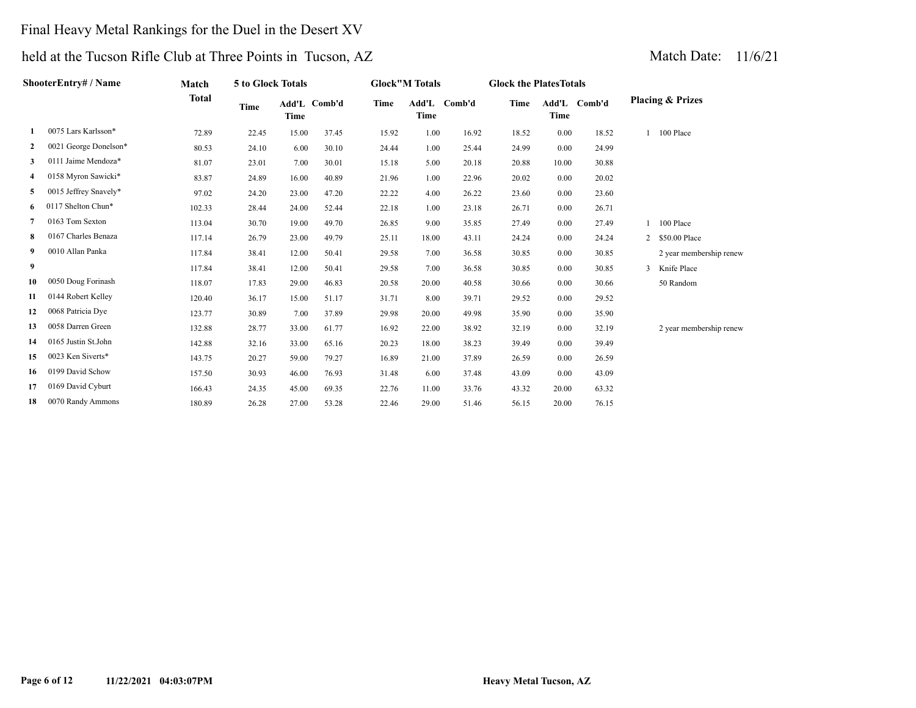# Final Heavy Metal Rankings for the Duel in the Desert XV

held at the Tucson Rifle Club at Three Points in Tucson, AZ

Match Date: 11/6/21

| | ShooterEntry# / Name | Match Total | 5 to Glock Totals | | | Glock"M Totals | | | Glock the PlatesTotals | | | Placing & Prizes | |
|---|---|---|---|---|---|---|---|---|---|---|---|---|---|
| | | | Time | Add'L Time | Comb'd | Time | Add'L Time | Comb'd | Time | Add'L Time | Comb'd | | |
| 1 | 0075 Lars Karlsson* | 72.89 | 22.45 | 15.00 | 37.45 | 15.92 | 1.00 | 16.92 | 18.52 | 0.00 | 18.52 | 1 | 100 Place |
| 2 | 0021 George Donelson* | 80.53 | 24.10 | 6.00 | 30.10 | 24.44 | 1.00 | 25.44 | 24.99 | 0.00 | 24.99 | | |
| 3 | 0111 Jaime Mendoza* | 81.07 | 23.01 | 7.00 | 30.01 | 15.18 | 5.00 | 20.18 | 20.88 | 10.00 | 30.88 | | |
| 4 | 0158 Myron Sawicki* | 83.87 | 24.89 | 16.00 | 40.89 | 21.96 | 1.00 | 22.96 | 20.02 | 0.00 | 20.02 | | |
| 5 | 0015 Jeffrey Snavely* | 97.02 | 24.20 | 23.00 | 47.20 | 22.22 | 4.00 | 26.22 | 23.60 | 0.00 | 23.60 | | |
| 6 | 0117 Shelton Chun* | 102.33 | 28.44 | 24.00 | 52.44 | 22.18 | 1.00 | 23.18 | 26.71 | 0.00 | 26.71 | | |
| 7 | 0163 Tom Sexton | 113.04 | 30.70 | 19.00 | 49.70 | 26.85 | 9.00 | 35.85 | 27.49 | 0.00 | 27.49 | 1 | 100 Place |
| 8 | 0167 Charles Benaza | 117.14 | 26.79 | 23.00 | 49.79 | 25.11 | 18.00 | 43.11 | 24.24 | 0.00 | 24.24 | 2 | $50.00 Place |
| 9 | 0010 Allan Panka | 117.84 | 38.41 | 12.00 | 50.41 | 29.58 | 7.00 | 36.58 | 30.85 | 0.00 | 30.85 | | 2 year membership renew |
| 9 | | 117.84 | 38.41 | 12.00 | 50.41 | 29.58 | 7.00 | 36.58 | 30.85 | 0.00 | 30.85 | 3 | Knife Place |
| 10 | 0050 Doug Forinash | 118.07 | 17.83 | 29.00 | 46.83 | 20.58 | 20.00 | 40.58 | 30.66 | 0.00 | 30.66 | | 50 Random |
| 11 | 0144 Robert Kelley | 120.40 | 36.17 | 15.00 | 51.17 | 31.71 | 8.00 | 39.71 | 29.52 | 0.00 | 29.52 | | |
| 12 | 0068 Patricia Dye | 123.77 | 30.89 | 7.00 | 37.89 | 29.98 | 20.00 | 49.98 | 35.90 | 0.00 | 35.90 | | |
| 13 | 0058 Darren Green | 132.88 | 28.77 | 33.00 | 61.77 | 16.92 | 22.00 | 38.92 | 32.19 | 0.00 | 32.19 | | 2 year membership renew |
| 14 | 0165 Justin St.John | 142.88 | 32.16 | 33.00 | 65.16 | 20.23 | 18.00 | 38.23 | 39.49 | 0.00 | 39.49 | | |
| 15 | 0023 Ken Siverts* | 143.75 | 20.27 | 59.00 | 79.27 | 16.89 | 21.00 | 37.89 | 26.59 | 0.00 | 26.59 | | |
| 16 | 0199 David Schow | 157.50 | 30.93 | 46.00 | 76.93 | 31.48 | 6.00 | 37.48 | 43.09 | 0.00 | 43.09 | | |
| 17 | 0169 David Cyburt | 166.43 | 24.35 | 45.00 | 69.35 | 22.76 | 11.00 | 33.76 | 43.32 | 20.00 | 63.32 | | |
| 18 | 0070 Randy Ammons | 180.89 | 26.28 | 27.00 | 53.28 | 22.46 | 29.00 | 51.46 | 56.15 | 20.00 | 76.15 | | |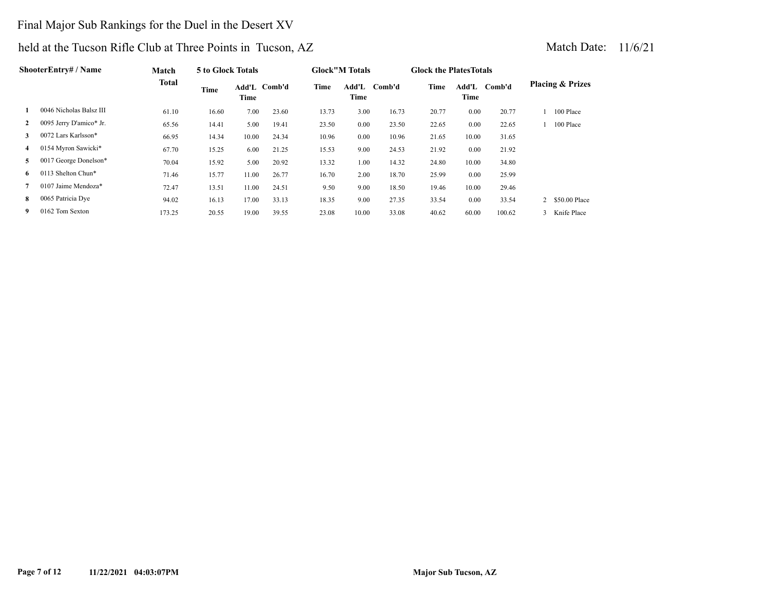# Final Major Sub Rankings for the Duel in the Desert XV

## held at the Tucson Rifle Club at Three Points in Tucson, AZ

Match Date: 11/6/21

| | ShooterEntry# / Name | Match Total | 5 to Glock Totals | | | Glock"M Totals | | | Glock the PlatesTotals | | | Placing & Prizes | |
|---|---|---|---|---|---|---|---|---|---|---|---|---|---|
| | | | Time | Add'L Time | Comb'd | Time | Add'L Time | Comb'd | Time | Add'L Time | Comb'd | | |
| 1 | 0046 Nicholas Balsz III | 61.10 | 16.60 | 7.00 | 23.60 | 13.73 | 3.00 | 16.73 | 20.77 | 0.00 | 20.77 | 1 | 100 Place |
| 2 | 0095 Jerry D'amico* Jr. | 65.56 | 14.41 | 5.00 | 19.41 | 23.50 | 0.00 | 23.50 | 22.65 | 0.00 | 22.65 | 1 | 100 Place |
| 3 | 0072 Lars Karlsson* | 66.95 | 14.34 | 10.00 | 24.34 | 10.96 | 0.00 | 10.96 | 21.65 | 10.00 | 31.65 | | |
| 4 | 0154 Myron Sawicki* | 67.70 | 15.25 | 6.00 | 21.25 | 15.53 | 9.00 | 24.53 | 21.92 | 0.00 | 21.92 | | |
| 5 | 0017 George Donelson* | 70.04 | 15.92 | 5.00 | 20.92 | 13.32 | 1.00 | 14.32 | 24.80 | 10.00 | 34.80 | | |
| 6 | 0113 Shelton Chun* | 71.46 | 15.77 | 11.00 | 26.77 | 16.70 | 2.00 | 18.70 | 25.99 | 0.00 | 25.99 | | |
| 7 | 0107 Jaime Mendoza* | 72.47 | 13.51 | 11.00 | 24.51 | 9.50 | 9.00 | 18.50 | 19.46 | 10.00 | 29.46 | | |
| 8 | 0065 Patricia Dye | 94.02 | 16.13 | 17.00 | 33.13 | 18.35 | 9.00 | 27.35 | 33.54 | 0.00 | 33.54 | 2 | $50.00 Place |
| 9 | 0162 Tom Sexton | 173.25 | 20.55 | 19.00 | 39.55 | 23.08 | 10.00 | 33.08 | 40.62 | 60.00 | 100.62 | 3 | Knife Place |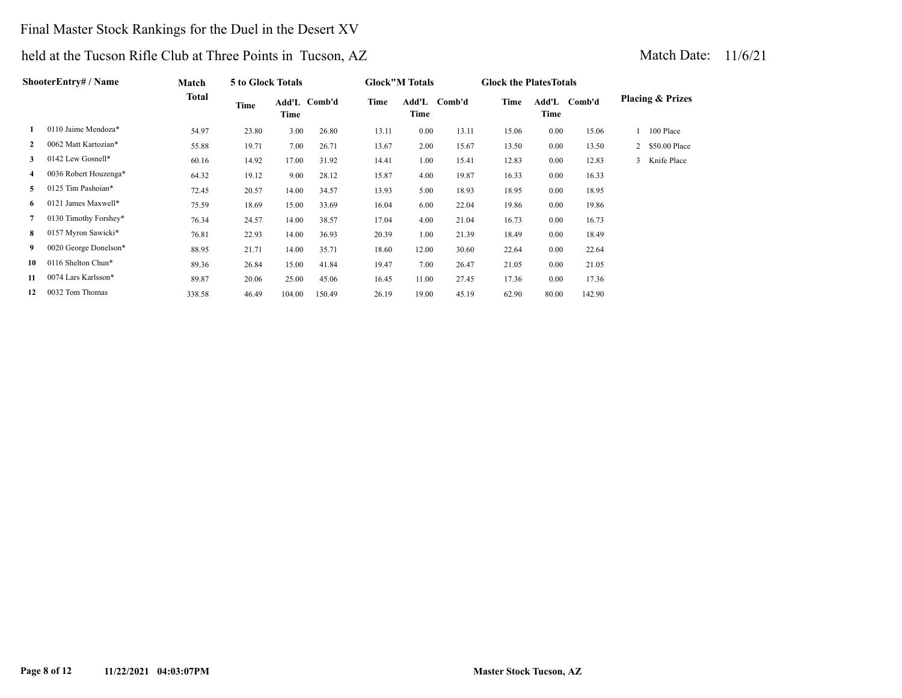# Final Master Stock Rankings for the Duel in the Desert XV

## held at the Tucson Rifle Club at Three Points in Tucson, AZ

Match Date: 11/6/21

| | ShooterEntry# / Name | Match Total | 5 to Glock Totals | | | Glock"M Totals | | | Glock the PlatesTotals | | | Placing & Prizes |
|---|---|---|---|---|---|---|---|---|---|---|---|---|
| | | | Time | Add'L Time | Comb'd | Time | Add'L Time | Comb'd | Time | Add'L Time | Comb'd | |
| 1 | 0110 Jaime Mendoza* | 54.97 | 23.80 | 3.00 | 26.80 | 13.11 | 0.00 | 13.11 | 15.06 | 0.00 | 15.06 | 1 100 Place |
| 2 | 0062 Matt Kartozian* | 55.88 | 19.71 | 7.00 | 26.71 | 13.67 | 2.00 | 15.67 | 13.50 | 0.00 | 13.50 | 2 $50.00 Place |
| 3 | 0142 Lew Gosnell* | 60.16 | 14.92 | 17.00 | 31.92 | 14.41 | 1.00 | 15.41 | 12.83 | 0.00 | 12.83 | 3 Knife Place |
| 4 | 0036 Robert Houzenga* | 64.32 | 19.12 | 9.00 | 28.12 | 15.87 | 4.00 | 19.87 | 16.33 | 0.00 | 16.33 | |
| 5 | 0125 Tim Pashoian* | 72.45 | 20.57 | 14.00 | 34.57 | 13.93 | 5.00 | 18.93 | 18.95 | 0.00 | 18.95 | |
| 6 | 0121 James Maxwell* | 75.59 | 18.69 | 15.00 | 33.69 | 16.04 | 6.00 | 22.04 | 19.86 | 0.00 | 19.86 | |
| 7 | 0130 Timothy Forshey* | 76.34 | 24.57 | 14.00 | 38.57 | 17.04 | 4.00 | 21.04 | 16.73 | 0.00 | 16.73 | |
| 8 | 0157 Myron Sawicki* | 76.81 | 22.93 | 14.00 | 36.93 | 20.39 | 1.00 | 21.39 | 18.49 | 0.00 | 18.49 | |
| 9 | 0020 George Donelson* | 88.95 | 21.71 | 14.00 | 35.71 | 18.60 | 12.00 | 30.60 | 22.64 | 0.00 | 22.64 | |
| 10 | 0116 Shelton Chun* | 89.36 | 26.84 | 15.00 | 41.84 | 19.47 | 7.00 | 26.47 | 21.05 | 0.00 | 21.05 | |
| 11 | 0074 Lars Karlsson* | 89.87 | 20.06 | 25.00 | 45.06 | 16.45 | 11.00 | 27.45 | 17.36 | 0.00 | 17.36 | |
| 12 | 0032 Tom Thomas | 338.58 | 46.49 | 104.00 | 150.49 | 26.19 | 19.00 | 45.19 | 62.90 | 80.00 | 142.90 | |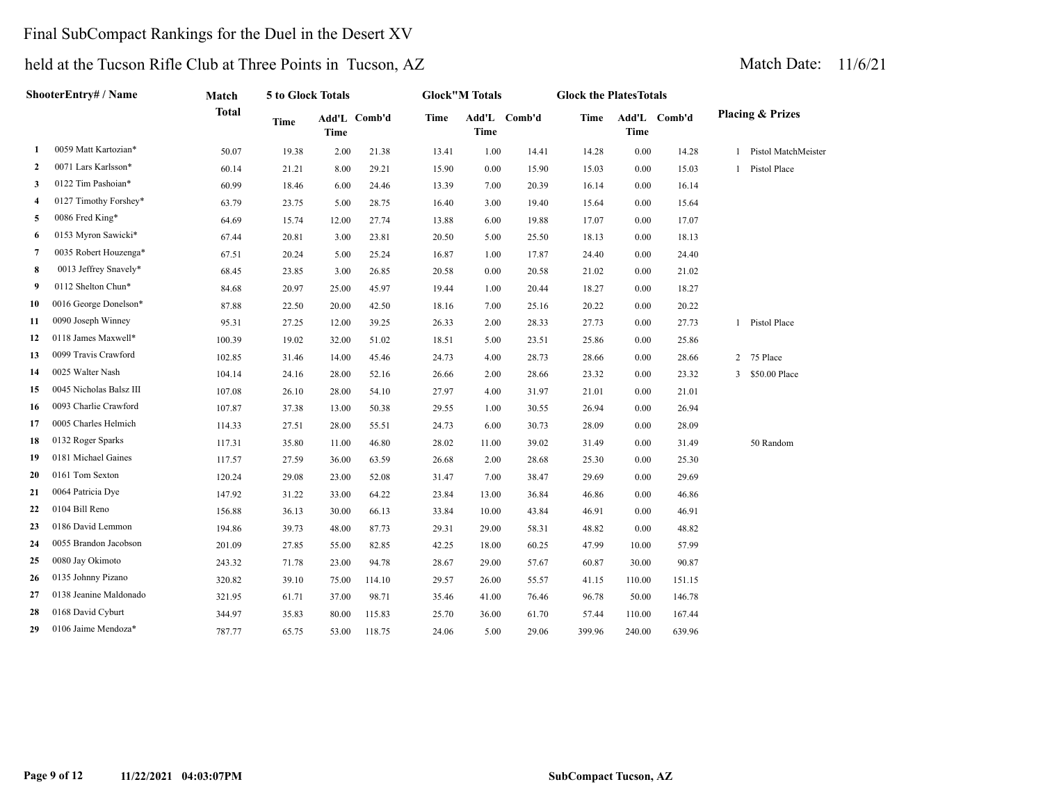# Final SubCompact Rankings for the Duel in the Desert XV

## held at the Tucson Rifle Club at Three Points in Tucson, AZ

Match Date: 11/6/21

| | ShooterEntry# / Name | Match Total | 5 to Glock Totals | | | Glock"M Totals | | | Glock the PlatesTotals | | | Placing & Prizes |
|---|---|---|---|---|---|---|---|---|---|---|---|---|
| | | | Time | Add'L Time | Comb'd | Time | Add'L Time | Comb'd | Time | Add'L Time | Comb'd | |
| 1 | 0059 Matt Kartozian* | 50.07 | 19.38 | 2.00 | 21.38 | 13.41 | 1.00 | 14.41 | 14.28 | 0.00 | 14.28 | 1 Pistol MatchMeister |
| 2 | 0071 Lars Karlsson* | 60.14 | 21.21 | 8.00 | 29.21 | 15.90 | 0.00 | 15.90 | 15.03 | 0.00 | 15.03 | 1 Pistol Place |
| 3 | 0122 Tim Pashoian* | 60.99 | 18.46 | 6.00 | 24.46 | 13.39 | 7.00 | 20.39 | 16.14 | 0.00 | 16.14 | |
| 4 | 0127 Timothy Forshey* | 63.79 | 23.75 | 5.00 | 28.75 | 16.40 | 3.00 | 19.40 | 15.64 | 0.00 | 15.64 | |
| 5 | 0086 Fred King* | 64.69 | 15.74 | 12.00 | 27.74 | 13.88 | 6.00 | 19.88 | 17.07 | 0.00 | 17.07 | |
| 6 | 0153 Myron Sawicki* | 67.44 | 20.81 | 3.00 | 23.81 | 20.50 | 5.00 | 25.50 | 18.13 | 0.00 | 18.13 | |
| 7 | 0035 Robert Houzenga* | 67.51 | 20.24 | 5.00 | 25.24 | 16.87 | 1.00 | 17.87 | 24.40 | 0.00 | 24.40 | |
| 8 | 0013 Jeffrey Snavely* | 68.45 | 23.85 | 3.00 | 26.85 | 20.58 | 0.00 | 20.58 | 21.02 | 0.00 | 21.02 | |
| 9 | 0112 Shelton Chun* | 84.68 | 20.97 | 25.00 | 45.97 | 19.44 | 1.00 | 20.44 | 18.27 | 0.00 | 18.27 | |
| 10 | 0016 George Donelson* | 87.88 | 22.50 | 20.00 | 42.50 | 18.16 | 7.00 | 25.16 | 20.22 | 0.00 | 20.22 | |
| 11 | 0090 Joseph Winney | 95.31 | 27.25 | 12.00 | 39.25 | 26.33 | 2.00 | 28.33 | 27.73 | 0.00 | 27.73 | 1 Pistol Place |
| 12 | 0118 James Maxwell* | 100.39 | 19.02 | 32.00 | 51.02 | 18.51 | 5.00 | 23.51 | 25.86 | 0.00 | 25.86 | |
| 13 | 0099 Travis Crawford | 102.85 | 31.46 | 14.00 | 45.46 | 24.73 | 4.00 | 28.73 | 28.66 | 0.00 | 28.66 | 2 75 Place |
| 14 | 0025 Walter Nash | 104.14 | 24.16 | 28.00 | 52.16 | 26.66 | 2.00 | 28.66 | 23.32 | 0.00 | 23.32 | 3 $50.00 Place |
| 15 | 0045 Nicholas Balsz III | 107.08 | 26.10 | 28.00 | 54.10 | 27.97 | 4.00 | 31.97 | 21.01 | 0.00 | 21.01 | |
| 16 | 0093 Charlie Crawford | 107.87 | 37.38 | 13.00 | 50.38 | 29.55 | 1.00 | 30.55 | 26.94 | 0.00 | 26.94 | |
| 17 | 0005 Charles Helmich | 114.33 | 27.51 | 28.00 | 55.51 | 24.73 | 6.00 | 30.73 | 28.09 | 0.00 | 28.09 | |
| 18 | 0132 Roger Sparks | 117.31 | 35.80 | 11.00 | 46.80 | 28.02 | 11.00 | 39.02 | 31.49 | 0.00 | 31.49 | 50 Random |
| 19 | 0181 Michael Gaines | 117.57 | 27.59 | 36.00 | 63.59 | 26.68 | 2.00 | 28.68 | 25.30 | 0.00 | 25.30 | |
| 20 | 0161 Tom Sexton | 120.24 | 29.08 | 23.00 | 52.08 | 31.47 | 7.00 | 38.47 | 29.69 | 0.00 | 29.69 | |
| 21 | 0064 Patricia Dye | 147.92 | 31.22 | 33.00 | 64.22 | 23.84 | 13.00 | 36.84 | 46.86 | 0.00 | 46.86 | |
| 22 | 0104 Bill Reno | 156.88 | 36.13 | 30.00 | 66.13 | 33.84 | 10.00 | 43.84 | 46.91 | 0.00 | 46.91 | |
| 23 | 0186 David Lemmon | 194.86 | 39.73 | 48.00 | 87.73 | 29.31 | 29.00 | 58.31 | 48.82 | 0.00 | 48.82 | |
| 24 | 0055 Brandon Jacobson | 201.09 | 27.85 | 55.00 | 82.85 | 42.25 | 18.00 | 60.25 | 47.99 | 10.00 | 57.99 | |
| 25 | 0080 Jay Okimoto | 243.32 | 71.78 | 23.00 | 94.78 | 28.67 | 29.00 | 57.67 | 60.87 | 30.00 | 90.87 | |
| 26 | 0135 Johnny Pizano | 320.82 | 39.10 | 75.00 | 114.10 | 29.57 | 26.00 | 55.57 | 41.15 | 110.00 | 151.15 | |
| 27 | 0138 Jeanine Maldonado | 321.95 | 61.71 | 37.00 | 98.71 | 35.46 | 41.00 | 76.46 | 96.78 | 50.00 | 146.78 | |
| 28 | 0168 David Cyburt | 344.97 | 35.83 | 80.00 | 115.83 | 25.70 | 36.00 | 61.70 | 57.44 | 110.00 | 167.44 | |
| 29 | 0106 Jaime Mendoza* | 787.77 | 65.75 | 53.00 | 118.75 | 24.06 | 5.00 | 29.06 | 399.96 | 240.00 | 639.96 | |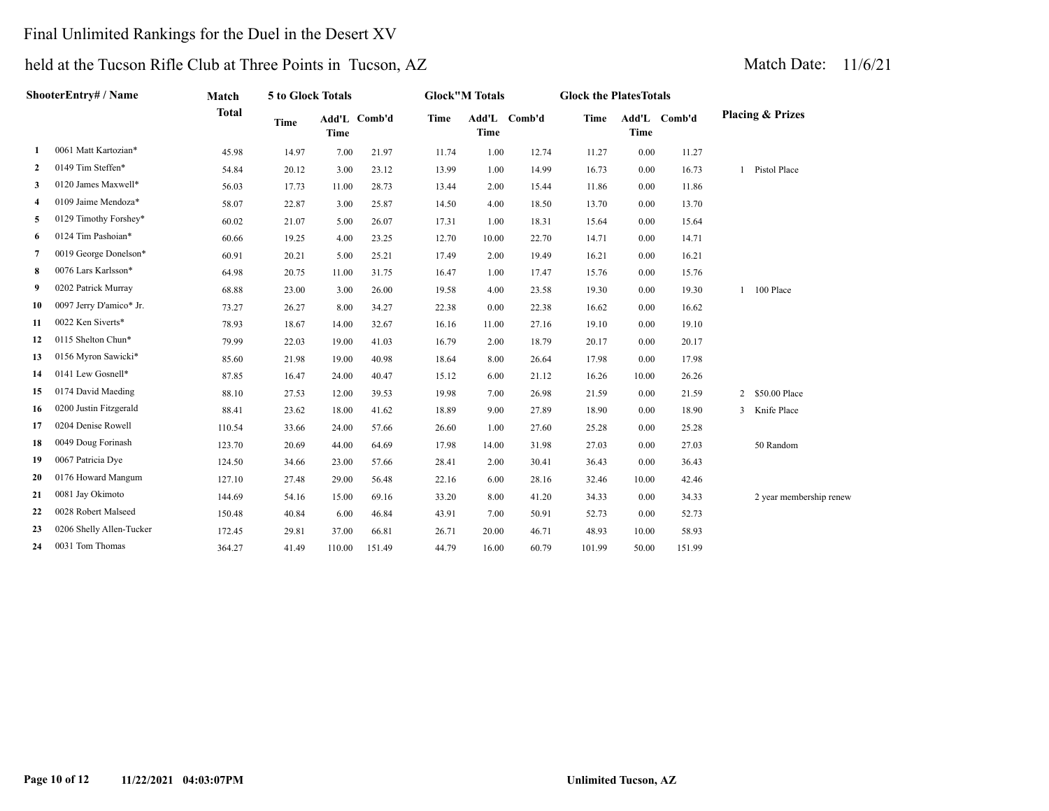# Final Unlimited Rankings for the Duel in the Desert XV

## held at the Tucson Rifle Club at Three Points in Tucson, AZ

Match Date: 11/6/21

| | ShooterEntry# / Name | Match Total | 5 to Glock Totals | | | Glock"M Totals | | | Glock the PlatesTotals | | | Placing & Prizes | |
|---|---|---|---|---|---|---|---|---|---|---|---|---|---|
| | | | Time | Add'L Time | Comb'd | Time | Add'L Time | Comb'd | Time | Add'L Time | Comb'd | | |
| 1 | 0061 Matt Kartozian* | 45.98 | 14.97 | 7.00 | 21.97 | 11.74 | 1.00 | 12.74 | 11.27 | 0.00 | 11.27 | | |
| 2 | 0149 Tim Steffen* | 54.84 | 20.12 | 3.00 | 23.12 | 13.99 | 1.00 | 14.99 | 16.73 | 0.00 | 16.73 | 1 | Pistol Place |
| 3 | 0120 James Maxwell* | 56.03 | 17.73 | 11.00 | 28.73 | 13.44 | 2.00 | 15.44 | 11.86 | 0.00 | 11.86 | | |
| 4 | 0109 Jaime Mendoza* | 58.07 | 22.87 | 3.00 | 25.87 | 14.50 | 4.00 | 18.50 | 13.70 | 0.00 | 13.70 | | |
| 5 | 0129 Timothy Forshey* | 60.02 | 21.07 | 5.00 | 26.07 | 17.31 | 1.00 | 18.31 | 15.64 | 0.00 | 15.64 | | |
| 6 | 0124 Tim Pashoian* | 60.66 | 19.25 | 4.00 | 23.25 | 12.70 | 10.00 | 22.70 | 14.71 | 0.00 | 14.71 | | |
| 7 | 0019 George Donelson* | 60.91 | 20.21 | 5.00 | 25.21 | 17.49 | 2.00 | 19.49 | 16.21 | 0.00 | 16.21 | | |
| 8 | 0076 Lars Karlsson* | 64.98 | 20.75 | 11.00 | 31.75 | 16.47 | 1.00 | 17.47 | 15.76 | 0.00 | 15.76 | | |
| 9 | 0202 Patrick Murray | 68.88 | 23.00 | 3.00 | 26.00 | 19.58 | 4.00 | 23.58 | 19.30 | 0.00 | 19.30 | 1 | 100 Place |
| 10 | 0097 Jerry D'amico* Jr. | 73.27 | 26.27 | 8.00 | 34.27 | 22.38 | 0.00 | 22.38 | 16.62 | 0.00 | 16.62 | | |
| 11 | 0022 Ken Siverts* | 78.93 | 18.67 | 14.00 | 32.67 | 16.16 | 11.00 | 27.16 | 19.10 | 0.00 | 19.10 | | |
| 12 | 0115 Shelton Chun* | 79.99 | 22.03 | 19.00 | 41.03 | 16.79 | 2.00 | 18.79 | 20.17 | 0.00 | 20.17 | | |
| 13 | 0156 Myron Sawicki* | 85.60 | 21.98 | 19.00 | 40.98 | 18.64 | 8.00 | 26.64 | 17.98 | 0.00 | 17.98 | | |
| 14 | 0141 Lew Gosnell* | 87.85 | 16.47 | 24.00 | 40.47 | 15.12 | 6.00 | 21.12 | 16.26 | 10.00 | 26.26 | | |
| 15 | 0174 David Maeding | 88.10 | 27.53 | 12.00 | 39.53 | 19.98 | 7.00 | 26.98 | 21.59 | 0.00 | 21.59 | 2 | $50.00 Place |
| 16 | 0200 Justin Fitzgerald | 88.41 | 23.62 | 18.00 | 41.62 | 18.89 | 9.00 | 27.89 | 18.90 | 0.00 | 18.90 | 3 | Knife Place |
| 17 | 0204 Denise Rowell | 110.54 | 33.66 | 24.00 | 57.66 | 26.60 | 1.00 | 27.60 | 25.28 | 0.00 | 25.28 | | |
| 18 | 0049 Doug Forinash | 123.70 | 20.69 | 44.00 | 64.69 | 17.98 | 14.00 | 31.98 | 27.03 | 0.00 | 27.03 | | 50 Random |
| 19 | 0067 Patricia Dye | 124.50 | 34.66 | 23.00 | 57.66 | 28.41 | 2.00 | 30.41 | 36.43 | 0.00 | 36.43 | | |
| 20 | 0176 Howard Mangum | 127.10 | 27.48 | 29.00 | 56.48 | 22.16 | 6.00 | 28.16 | 32.46 | 10.00 | 42.46 | | |
| 21 | 0081 Jay Okimoto | 144.69 | 54.16 | 15.00 | 69.16 | 33.20 | 8.00 | 41.20 | 34.33 | 0.00 | 34.33 | | 2 year membership renew |
| 22 | 0028 Robert Malseed | 150.48 | 40.84 | 6.00 | 46.84 | 43.91 | 7.00 | 50.91 | 52.73 | 0.00 | 52.73 | | |
| 23 | 0206 Shelly Allen-Tucker | 172.45 | 29.81 | 37.00 | 66.81 | 26.71 | 20.00 | 46.71 | 48.93 | 10.00 | 58.93 | | |
| 24 | 0031 Tom Thomas | 364.27 | 41.49 | 110.00 | 151.49 | 44.79 | 16.00 | 60.79 | 101.99 | 50.00 | 151.99 | | |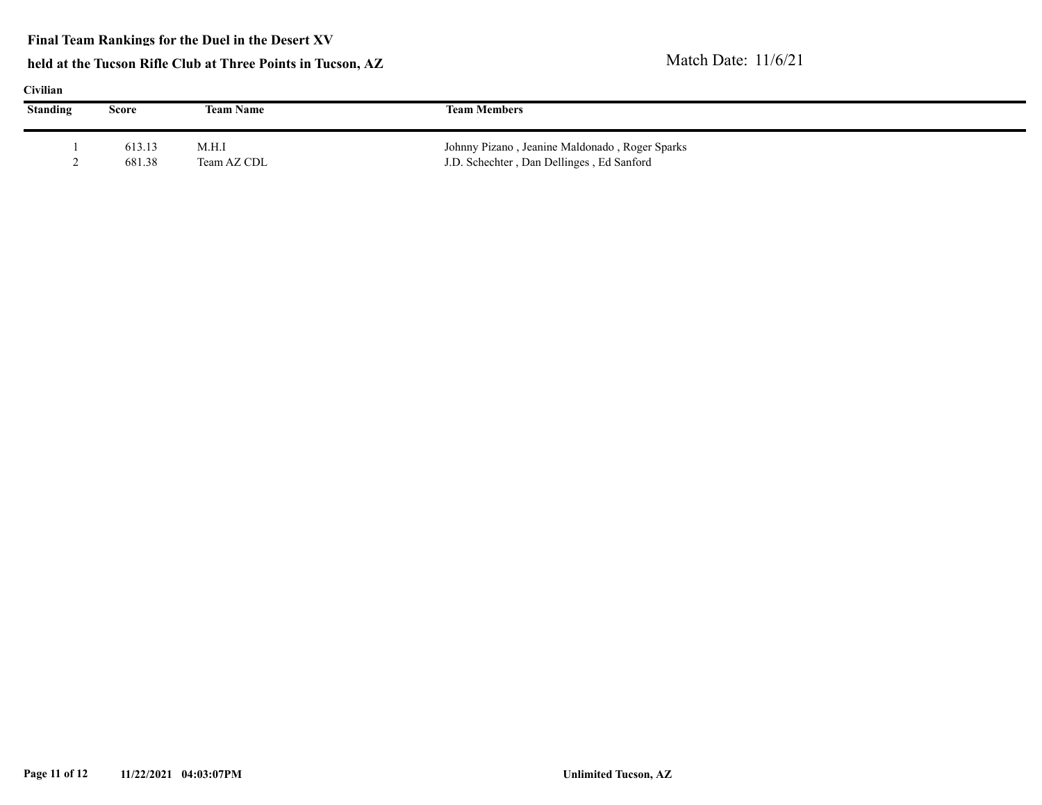**Final Team Rankings for the Duel in the Desert XV**

**held at the Tucson Rifle Club at Three Points in Tucson, AZ**

Match Date: 11/6/21

**Civilian**

| Standing | Score | Team Name | Team Members |
|---|---|---|---|
| 1 | 613.13 | M.H.I | Johnny Pizano , Jeanine Maldonado , Roger Sparks |
| 2 | 681.38 | Team AZ CDL | J.D. Schechter , Dan Dellinges , Ed Sanford |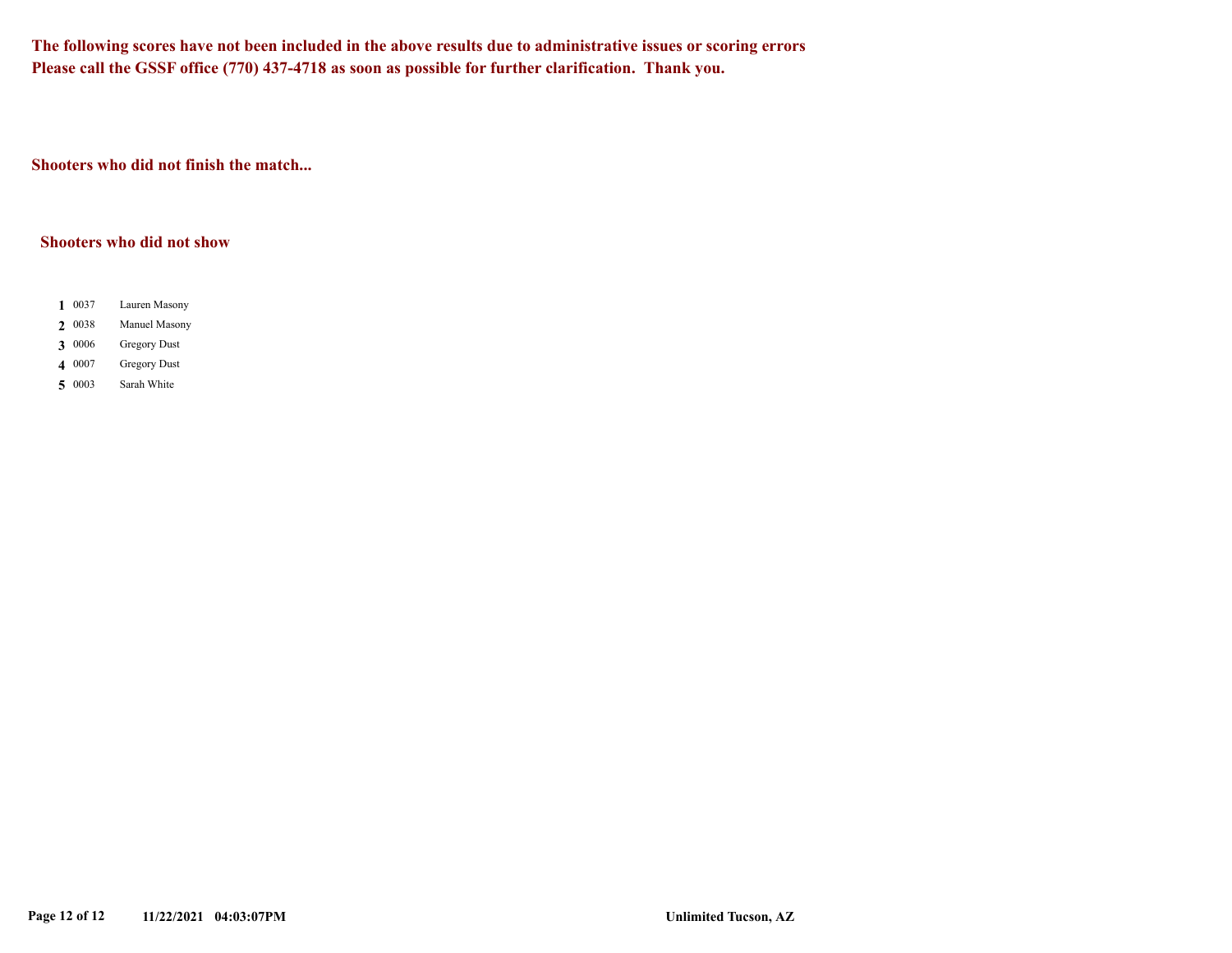**The following scores have not been included in the above results due to administrative issues or scoring errors**
**Please call the GSSF office (770) 437-4718 as soon as possible for further clarification. Thank you.**

**Shooters who did not finish the match...**

**Shooters who did not show**

| | | |
|---|---|---|
| **1** | 0037 | Lauren Masony |
| **2** | 0038 | Manuel Masony |
| **3** | 0006 | Gregory Dust |
| **4** | 0007 | Gregory Dust |
| **5** | 0003 | Sarah White |